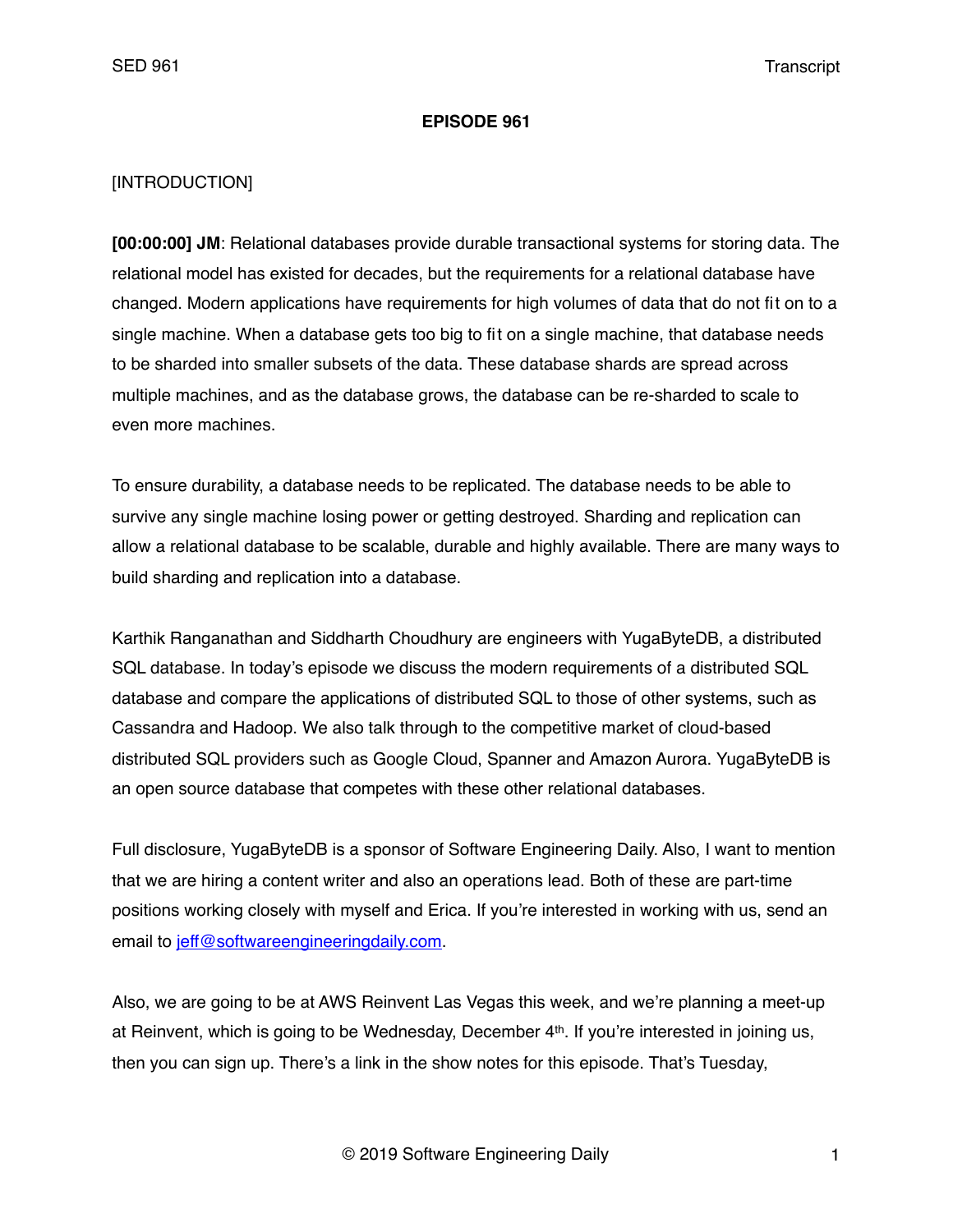**EPISODE 961**

[INTRODUCTION]

**[00:00:00] JM**: Relational databases provide durable transactional systems for storing data. The relational model has existed for decades, but the requirements for a relational database have changed. Modern applications have requirements for high volumes of data that do not fit on to a single machine. When a database gets too big to fit on a single machine, that database needs to be sharded into smaller subsets of the data. These database shards are spread across multiple machines, and as the database grows, the database can be re-sharded to scale to even more machines.

To ensure durability, a database needs to be replicated. The database needs to be able to survive any single machine losing power or getting destroyed. Sharding and replication can allow a relational database to be scalable, durable and highly available. There are many ways to build sharding and replication into a database.

Karthik Ranganathan and Siddharth Choudhury are engineers with YugaByteDB, a distributed SQL database. In today's episode we discuss the modern requirements of a distributed SQL database and compare the applications of distributed SQL to those of other systems, such as Cassandra and Hadoop. We also talk through to the competitive market of cloud-based distributed SQL providers such as Google Cloud, Spanner and Amazon Aurora. YugaByteDB is an open source database that competes with these other relational databases.

Full disclosure, YugaByteDB is a sponsor of Software Engineering Daily. Also, I want to mention that we are hiring a content writer and also an operations lead. Both of these are part-time positions working closely with myself and Erica. If you're interested in working with us, send an email to [jeff@softwareengineeringdaily.com](mailto:jeff@softwareengineeringdaily.com).

Also, we are going to be at AWS Reinvent Las Vegas this week, and we're planning a meet-up at Reinvent, which is going to be Wednesday, December 4th. If you're interested in joining us, then you can sign up. There's a link in the show notes for this episode. That's Tuesday,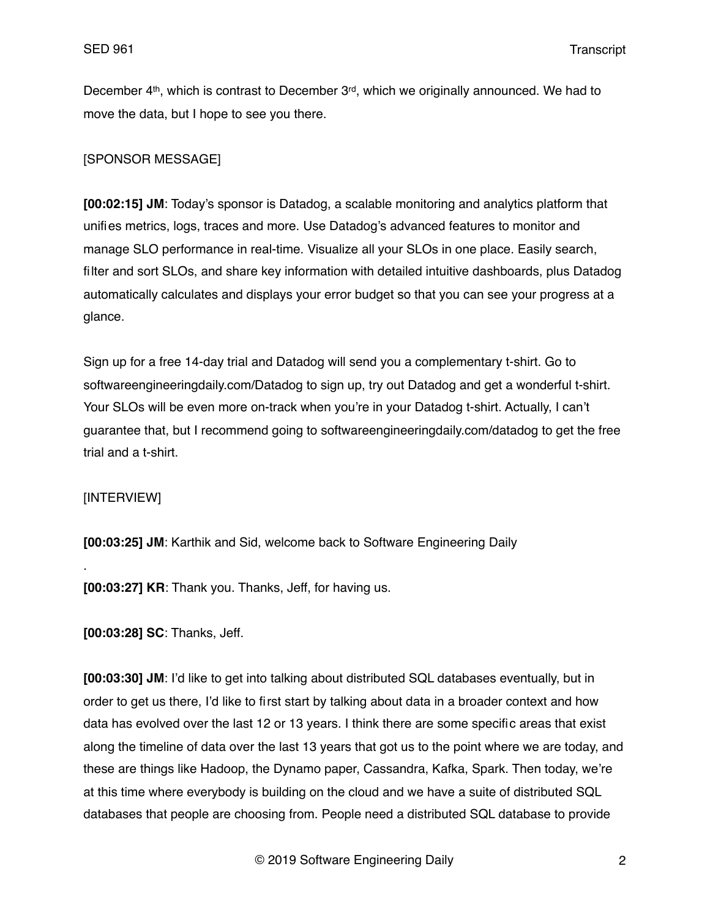December 4th, which is contrast to December 3rd, which we originally announced. We had to move the data, but I hope to see you there.

[SPONSOR MESSAGE]

**[00:02:15] JM**: Today's sponsor is Datadog, a scalable monitoring and analytics platform that unifies metrics, logs, traces and more. Use Datadog's advanced features to monitor and manage SLO performance in real-time. Visualize all your SLOs in one place. Easily search, filter and sort SLOs, and share key information with detailed intuitive dashboards, plus Datadog automatically calculates and displays your error budget so that you can see your progress at a glance.

Sign up for a free 14-day trial and Datadog will send you a complementary t-shirt. Go to softwareengineeringdaily.com/Datadog to sign up, try out Datadog and get a wonderful t-shirt. Your SLOs will be even more on-track when you're in your Datadog t-shirt. Actually, I can't guarantee that, but I recommend going to softwareengineeringdaily.com/datadog to get the free trial and a t-shirt.

[INTERVIEW]

**[00:03:25] JM**: Karthik and Sid, welcome back to Software Engineering Daily

.

**[00:03:27] KR**: Thank you. Thanks, Jeff, for having us.

**[00:03:28] SC**: Thanks, Jeff.

**[00:03:30] JM**: I'd like to get into talking about distributed SQL databases eventually, but in order to get us there, I'd like to first start by talking about data in a broader context and how data has evolved over the last 12 or 13 years. I think there are some specific areas that exist along the timeline of data over the last 13 years that got us to the point where we are today, and these are things like Hadoop, the Dynamo paper, Cassandra, Kafka, Spark. Then today, we're at this time where everybody is building on the cloud and we have a suite of distributed SQL databases that people are choosing from. People need a distributed SQL database to provide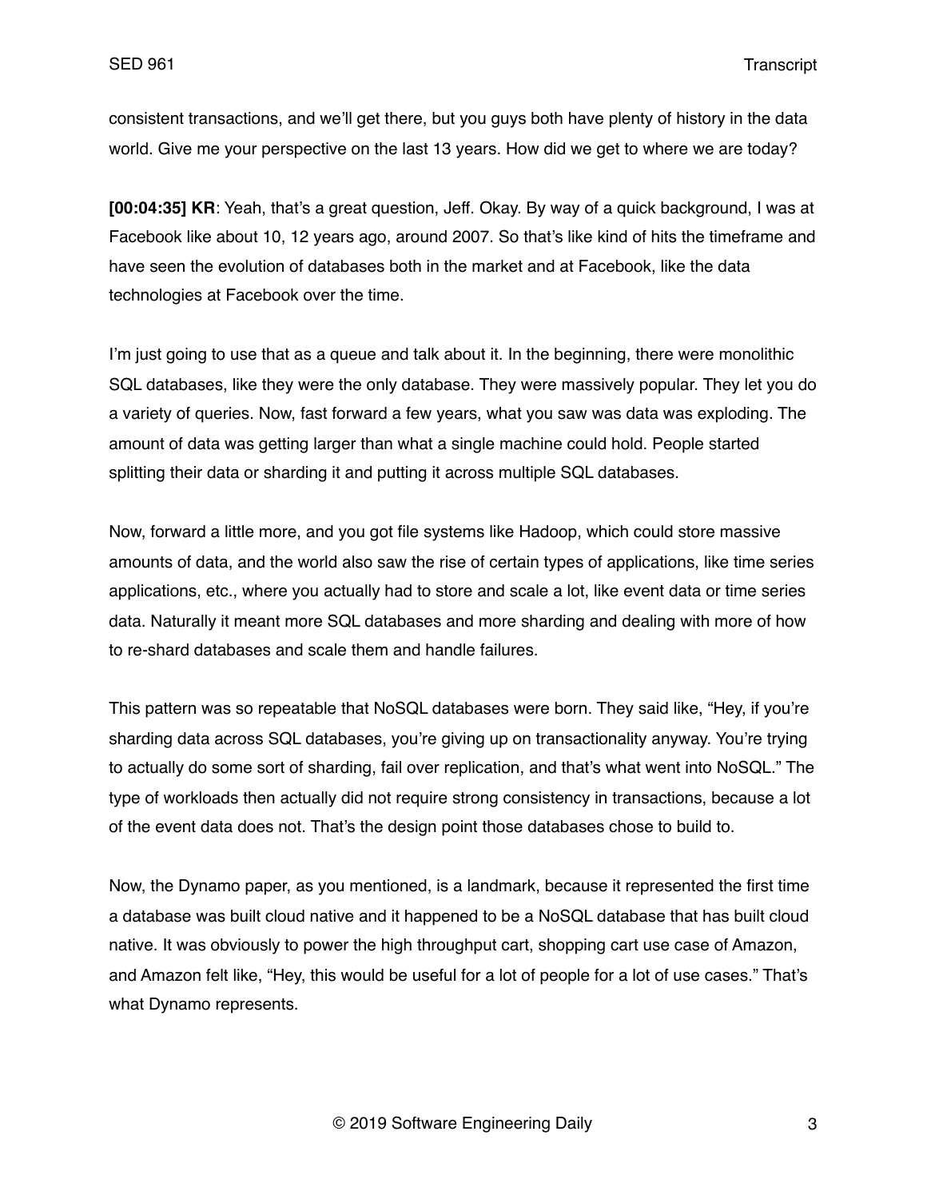consistent transactions, and we'll get there, but you guys both have plenty of history in the data world. Give me your perspective on the last 13 years. How did we get to where we are today?

**[00:04:35] KR**: Yeah, that's a great question, Jeff. Okay. By way of a quick background, I was at Facebook like about 10, 12 years ago, around 2007. So that's like kind of hits the timeframe and have seen the evolution of databases both in the market and at Facebook, like the data technologies at Facebook over the time.

I'm just going to use that as a queue and talk about it. In the beginning, there were monolithic SQL databases, like they were the only database. They were massively popular. They let you do a variety of queries. Now, fast forward a few years, what you saw was data was exploding. The amount of data was getting larger than what a single machine could hold. People started splitting their data or sharding it and putting it across multiple SQL databases.

Now, forward a little more, and you got file systems like Hadoop, which could store massive amounts of data, and the world also saw the rise of certain types of applications, like time series applications, etc., where you actually had to store and scale a lot, like event data or time series data. Naturally it meant more SQL databases and more sharding and dealing with more of how to re-shard databases and scale them and handle failures.

This pattern was so repeatable that NoSQL databases were born. They said like, "Hey, if you're sharding data across SQL databases, you're giving up on transactionality anyway. You're trying to actually do some sort of sharding, fail over replication, and that's what went into NoSQL." The type of workloads then actually did not require strong consistency in transactions, because a lot of the event data does not. That's the design point those databases chose to build to.

Now, the Dynamo paper, as you mentioned, is a landmark, because it represented the first time a database was built cloud native and it happened to be a NoSQL database that has built cloud native. It was obviously to power the high throughput cart, shopping cart use case of Amazon, and Amazon felt like, "Hey, this would be useful for a lot of people for a lot of use cases." That's what Dynamo represents.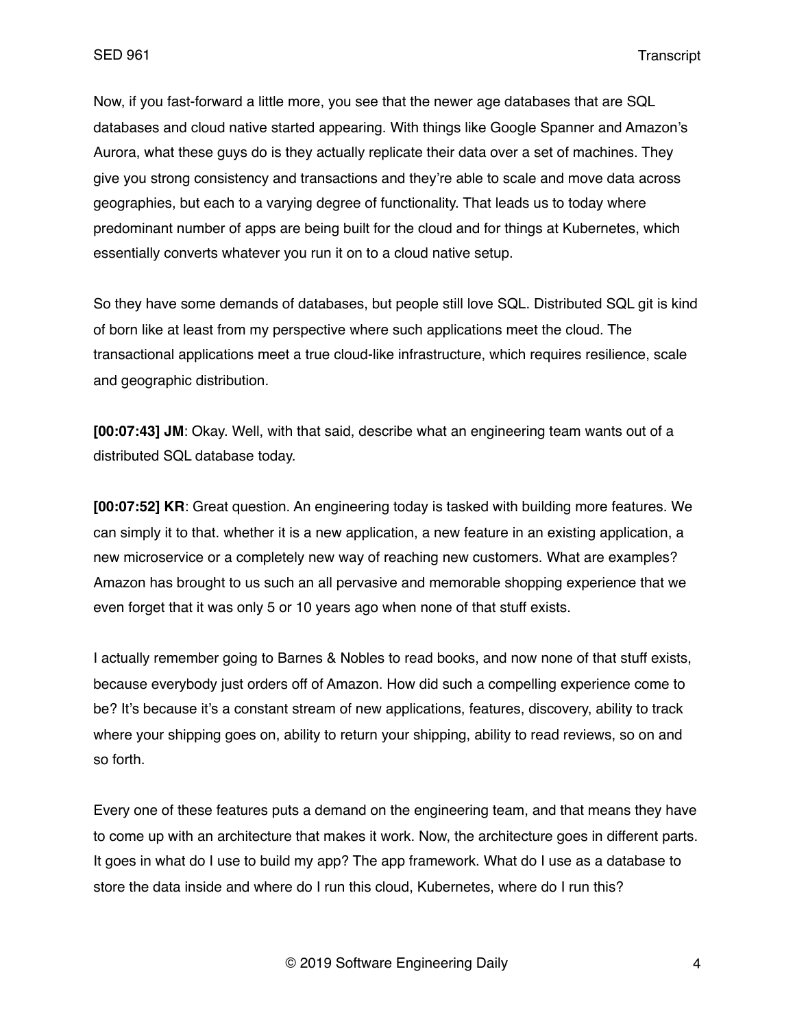Now, if you fast-forward a little more, you see that the newer age databases that are SQL databases and cloud native started appearing. With things like Google Spanner and Amazon's Aurora, what these guys do is they actually replicate their data over a set of machines. They give you strong consistency and transactions and they're able to scale and move data across geographies, but each to a varying degree of functionality. That leads us to today where predominant number of apps are being built for the cloud and for things at Kubernetes, which essentially converts whatever you run it on to a cloud native setup.

So they have some demands of databases, but people still love SQL. Distributed SQL git is kind of born like at least from my perspective where such applications meet the cloud. The transactional applications meet a true cloud-like infrastructure, which requires resilience, scale and geographic distribution.

**[00:07:43] JM**: Okay. Well, with that said, describe what an engineering team wants out of a distributed SQL database today.

**[00:07:52] KR**: Great question. An engineering today is tasked with building more features. We can simply it to that. whether it is a new application, a new feature in an existing application, a new microservice or a completely new way of reaching new customers. What are examples? Amazon has brought to us such an all pervasive and memorable shopping experience that we even forget that it was only 5 or 10 years ago when none of that stuff exists.

I actually remember going to Barnes & Nobles to read books, and now none of that stuff exists, because everybody just orders off of Amazon. How did such a compelling experience come to be? It's because it's a constant stream of new applications, features, discovery, ability to track where your shipping goes on, ability to return your shipping, ability to read reviews, so on and so forth.

Every one of these features puts a demand on the engineering team, and that means they have to come up with an architecture that makes it work. Now, the architecture goes in different parts. It goes in what do I use to build my app? The app framework. What do I use as a database to store the data inside and where do I run this cloud, Kubernetes, where do I run this?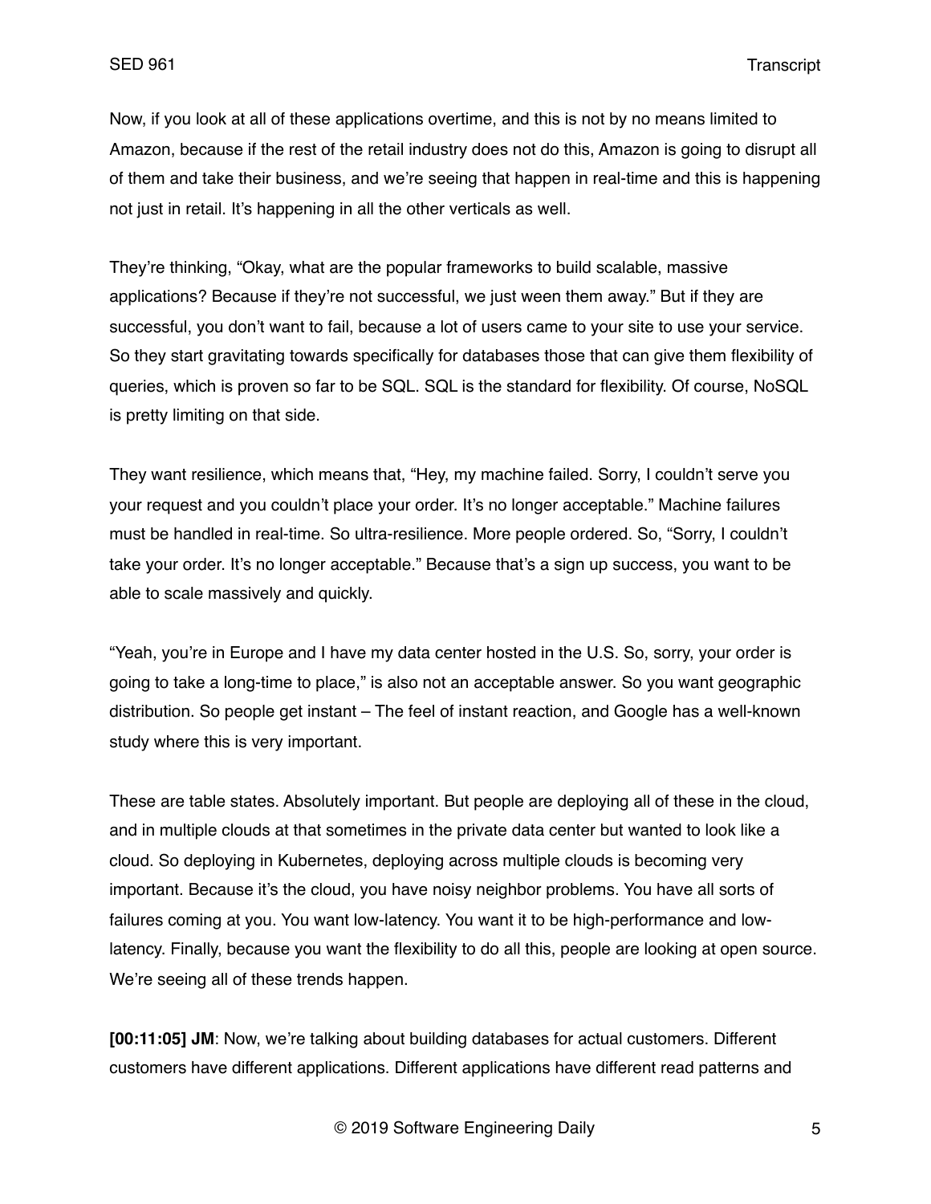Now, if you look at all of these applications overtime, and this is not by no means limited to Amazon, because if the rest of the retail industry does not do this, Amazon is going to disrupt all of them and take their business, and we're seeing that happen in real-time and this is happening not just in retail. It's happening in all the other verticals as well.

They're thinking, "Okay, what are the popular frameworks to build scalable, massive applications? Because if they're not successful, we just ween them away." But if they are successful, you don't want to fail, because a lot of users came to your site to use your service. So they start gravitating towards specifically for databases those that can give them flexibility of queries, which is proven so far to be SQL. SQL is the standard for flexibility. Of course, NoSQL is pretty limiting on that side.

They want resilience, which means that, "Hey, my machine failed. Sorry, I couldn't serve you your request and you couldn't place your order. It's no longer acceptable." Machine failures must be handled in real-time. So ultra-resilience. More people ordered. So, "Sorry, I couldn't take your order. It's no longer acceptable." Because that's a sign up success, you want to be able to scale massively and quickly.

"Yeah, you're in Europe and I have my data center hosted in the U.S. So, sorry, your order is going to take a long-time to place," is also not an acceptable answer. So you want geographic distribution. So people get instant – The feel of instant reaction, and Google has a well-known study where this is very important.

These are table states. Absolutely important. But people are deploying all of these in the cloud, and in multiple clouds at that sometimes in the private data center but wanted to look like a cloud. So deploying in Kubernetes, deploying across multiple clouds is becoming very important. Because it's the cloud, you have noisy neighbor problems. You have all sorts of failures coming at you. You want low-latency. You want it to be high-performance and low-latency. Finally, because you want the flexibility to do all this, people are looking at open source. We're seeing all of these trends happen.

**[00:11:05] JM**: Now, we're talking about building databases for actual customers. Different customers have different applications. Different applications have different read patterns and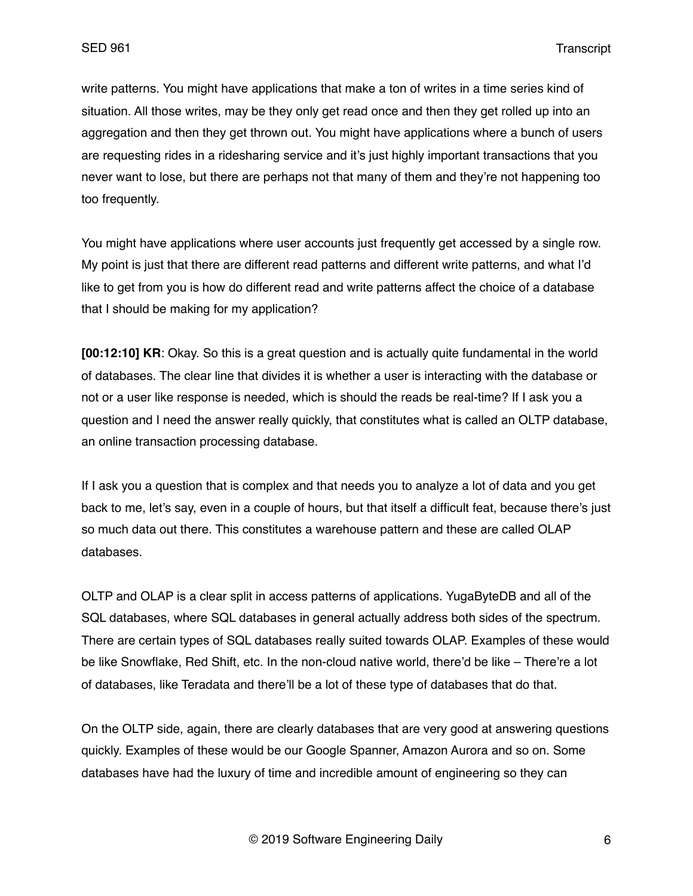write patterns. You might have applications that make a ton of writes in a time series kind of situation. All those writes, may be they only get read once and then they get rolled up into an aggregation and then they get thrown out. You might have applications where a bunch of users are requesting rides in a ridesharing service and it's just highly important transactions that you never want to lose, but there are perhaps not that many of them and they're not happening too too frequently.

You might have applications where user accounts just frequently get accessed by a single row. My point is just that there are different read patterns and different write patterns, and what I'd like to get from you is how do different read and write patterns affect the choice of a database that I should be making for my application?

**[00:12:10] KR**: Okay. So this is a great question and is actually quite fundamental in the world of databases. The clear line that divides it is whether a user is interacting with the database or not or a user like response is needed, which is should the reads be real-time? If I ask you a question and I need the answer really quickly, that constitutes what is called an OLTP database, an online transaction processing database.

If I ask you a question that is complex and that needs you to analyze a lot of data and you get back to me, let's say, even in a couple of hours, but that itself a difficult feat, because there's just so much data out there. This constitutes a warehouse pattern and these are called OLAP databases.

OLTP and OLAP is a clear split in access patterns of applications. YugaByteDB and all of the SQL databases, where SQL databases in general actually address both sides of the spectrum. There are certain types of SQL databases really suited towards OLAP. Examples of these would be like Snowflake, Red Shift, etc. In the non-cloud native world, there'd be like – There're a lot of databases, like Teradata and there'll be a lot of these type of databases that do that.

On the OLTP side, again, there are clearly databases that are very good at answering questions quickly. Examples of these would be our Google Spanner, Amazon Aurora and so on. Some databases have had the luxury of time and incredible amount of engineering so they can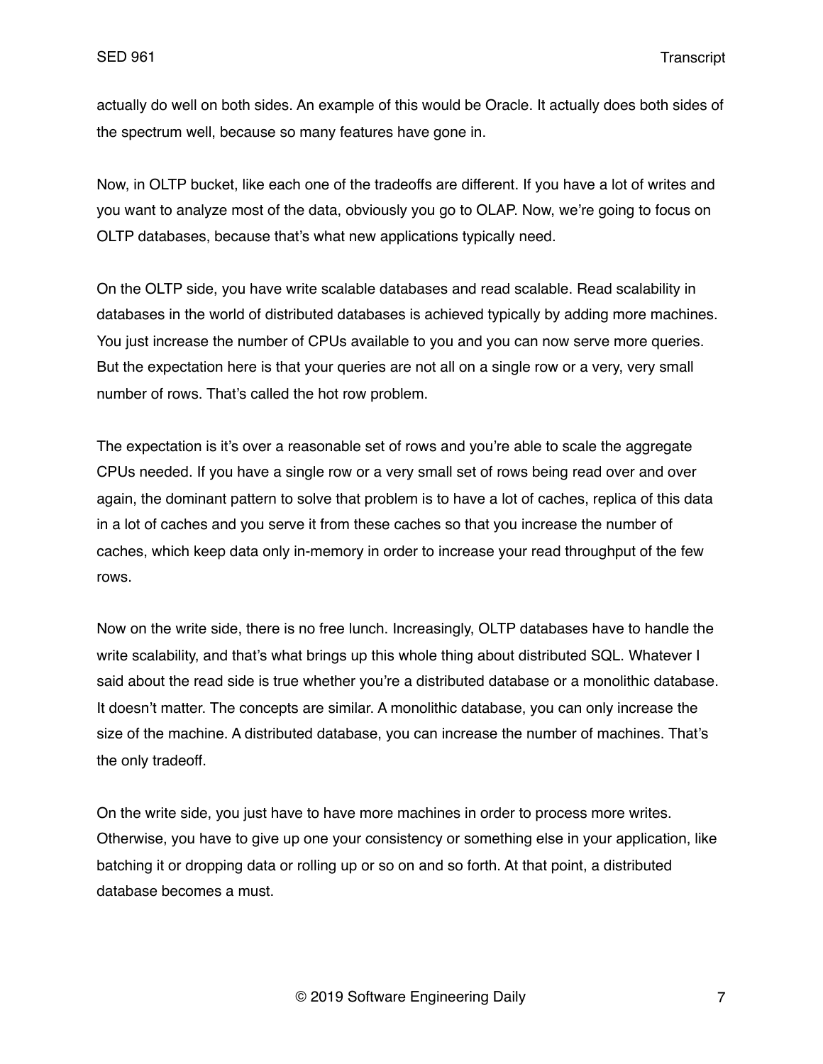actually do well on both sides. An example of this would be Oracle. It actually does both sides of the spectrum well, because so many features have gone in.

Now, in OLTP bucket, like each one of the tradeoffs are different. If you have a lot of writes and you want to analyze most of the data, obviously you go to OLAP. Now, we're going to focus on OLTP databases, because that's what new applications typically need.

On the OLTP side, you have write scalable databases and read scalable. Read scalability in databases in the world of distributed databases is achieved typically by adding more machines. You just increase the number of CPUs available to you and you can now serve more queries. But the expectation here is that your queries are not all on a single row or a very, very small number of rows. That's called the hot row problem.

The expectation is it's over a reasonable set of rows and you're able to scale the aggregate CPUs needed. If you have a single row or a very small set of rows being read over and over again, the dominant pattern to solve that problem is to have a lot of caches, replica of this data in a lot of caches and you serve it from these caches so that you increase the number of caches, which keep data only in-memory in order to increase your read throughput of the few rows.

Now on the write side, there is no free lunch. Increasingly, OLTP databases have to handle the write scalability, and that's what brings up this whole thing about distributed SQL. Whatever I said about the read side is true whether you're a distributed database or a monolithic database. It doesn't matter. The concepts are similar. A monolithic database, you can only increase the size of the machine. A distributed database, you can increase the number of machines. That's the only tradeoff.

On the write side, you just have to have more machines in order to process more writes. Otherwise, you have to give up one your consistency or something else in your application, like batching it or dropping data or rolling up or so on and so forth. At that point, a distributed database becomes a must.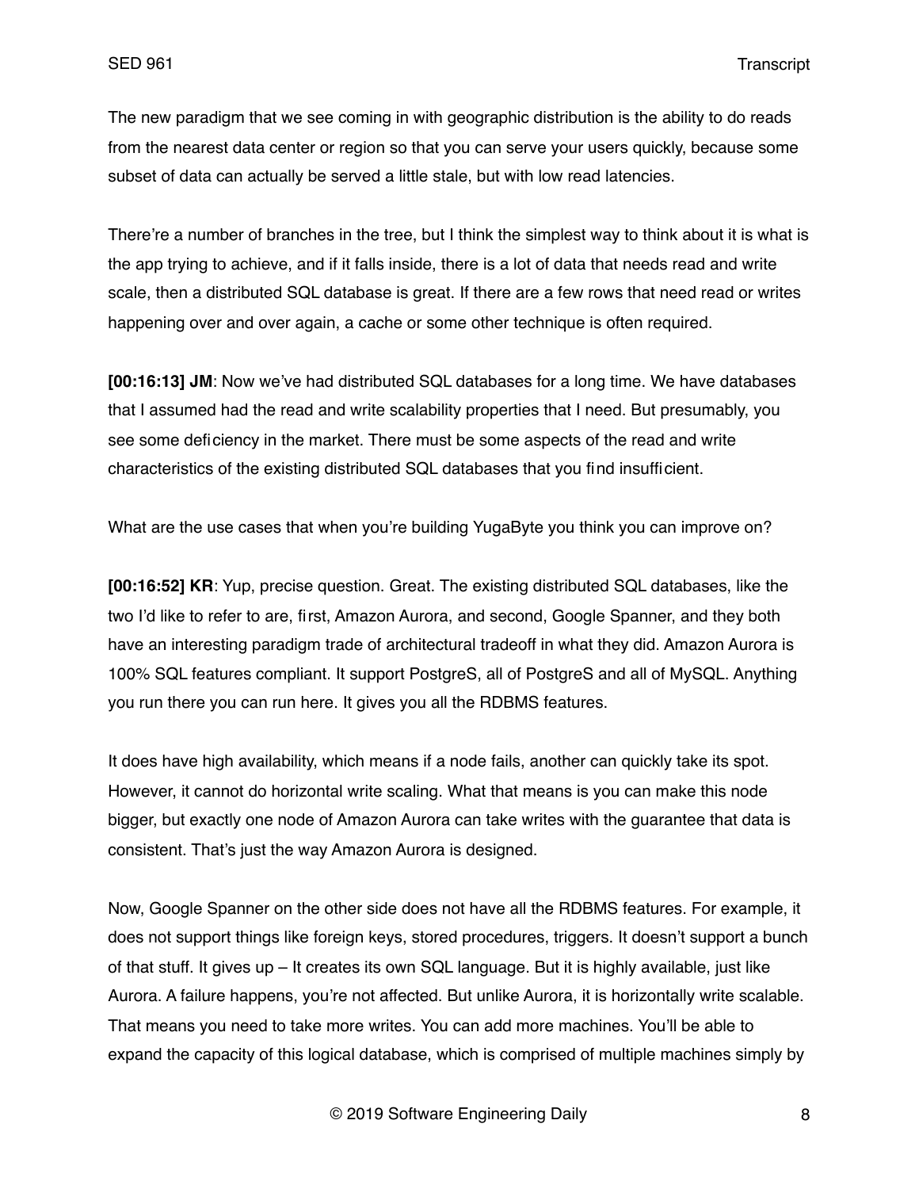The new paradigm that we see coming in with geographic distribution is the ability to do reads from the nearest data center or region so that you can serve your users quickly, because some subset of data can actually be served a little stale, but with low read latencies.

There're a number of branches in the tree, but I think the simplest way to think about it is what is the app trying to achieve, and if it falls inside, there is a lot of data that needs read and write scale, then a distributed SQL database is great. If there are a few rows that need read or writes happening over and over again, a cache or some other technique is often required.

**[00:16:13] JM**: Now we've had distributed SQL databases for a long time. We have databases that I assumed had the read and write scalability properties that I need. But presumably, you see some deficiency in the market. There must be some aspects of the read and write characteristics of the existing distributed SQL databases that you find insufficient.

What are the use cases that when you're building YugaByte you think you can improve on?

**[00:16:52] KR**: Yup, precise question. Great. The existing distributed SQL databases, like the two I'd like to refer to are, first, Amazon Aurora, and second, Google Spanner, and they both have an interesting paradigm trade of architectural tradeoff in what they did. Amazon Aurora is 100% SQL features compliant. It support PostgreS, all of PostgreS and all of MySQL. Anything you run there you can run here. It gives you all the RDBMS features.

It does have high availability, which means if a node fails, another can quickly take its spot. However, it cannot do horizontal write scaling. What that means is you can make this node bigger, but exactly one node of Amazon Aurora can take writes with the guarantee that data is consistent. That's just the way Amazon Aurora is designed.

Now, Google Spanner on the other side does not have all the RDBMS features. For example, it does not support things like foreign keys, stored procedures, triggers. It doesn't support a bunch of that stuff. It gives up – It creates its own SQL language. But it is highly available, just like Aurora. A failure happens, you're not affected. But unlike Aurora, it is horizontally write scalable. That means you need to take more writes. You can add more machines. You'll be able to expand the capacity of this logical database, which is comprised of multiple machines simply by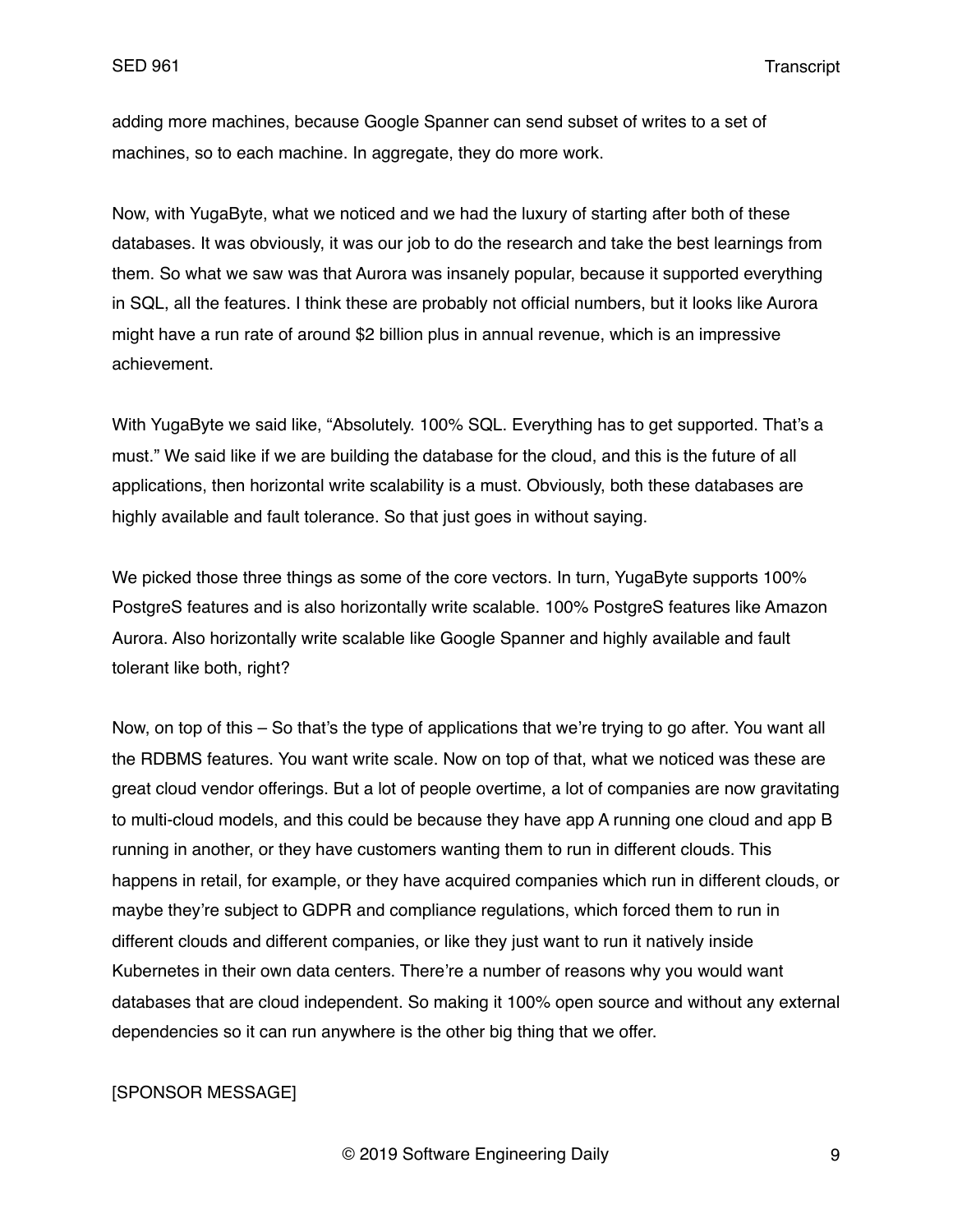adding more machines, because Google Spanner can send subset of writes to a set of machines, so to each machine. In aggregate, they do more work.

Now, with YugaByte, what we noticed and we had the luxury of starting after both of these databases. It was obviously, it was our job to do the research and take the best learnings from them. So what we saw was that Aurora was insanely popular, because it supported everything in SQL, all the features. I think these are probably not official numbers, but it looks like Aurora might have a run rate of around $2 billion plus in annual revenue, which is an impressive achievement.

With YugaByte we said like, "Absolutely. 100% SQL. Everything has to get supported. That's a must." We said like if we are building the database for the cloud, and this is the future of all applications, then horizontal write scalability is a must. Obviously, both these databases are highly available and fault tolerance. So that just goes in without saying.

We picked those three things as some of the core vectors. In turn, YugaByte supports 100% PostgreS features and is also horizontally write scalable. 100% PostgreS features like Amazon Aurora. Also horizontally write scalable like Google Spanner and highly available and fault tolerant like both, right?

Now, on top of this – So that's the type of applications that we're trying to go after. You want all the RDBMS features. You want write scale. Now on top of that, what we noticed was these are great cloud vendor offerings. But a lot of people overtime, a lot of companies are now gravitating to multi-cloud models, and this could be because they have app A running one cloud and app B running in another, or they have customers wanting them to run in different clouds. This happens in retail, for example, or they have acquired companies which run in different clouds, or maybe they're subject to GDPR and compliance regulations, which forced them to run in different clouds and different companies, or like they just want to run it natively inside Kubernetes in their own data centers. There're a number of reasons why you would want databases that are cloud independent. So making it 100% open source and without any external dependencies so it can run anywhere is the other big thing that we offer.

[SPONSOR MESSAGE]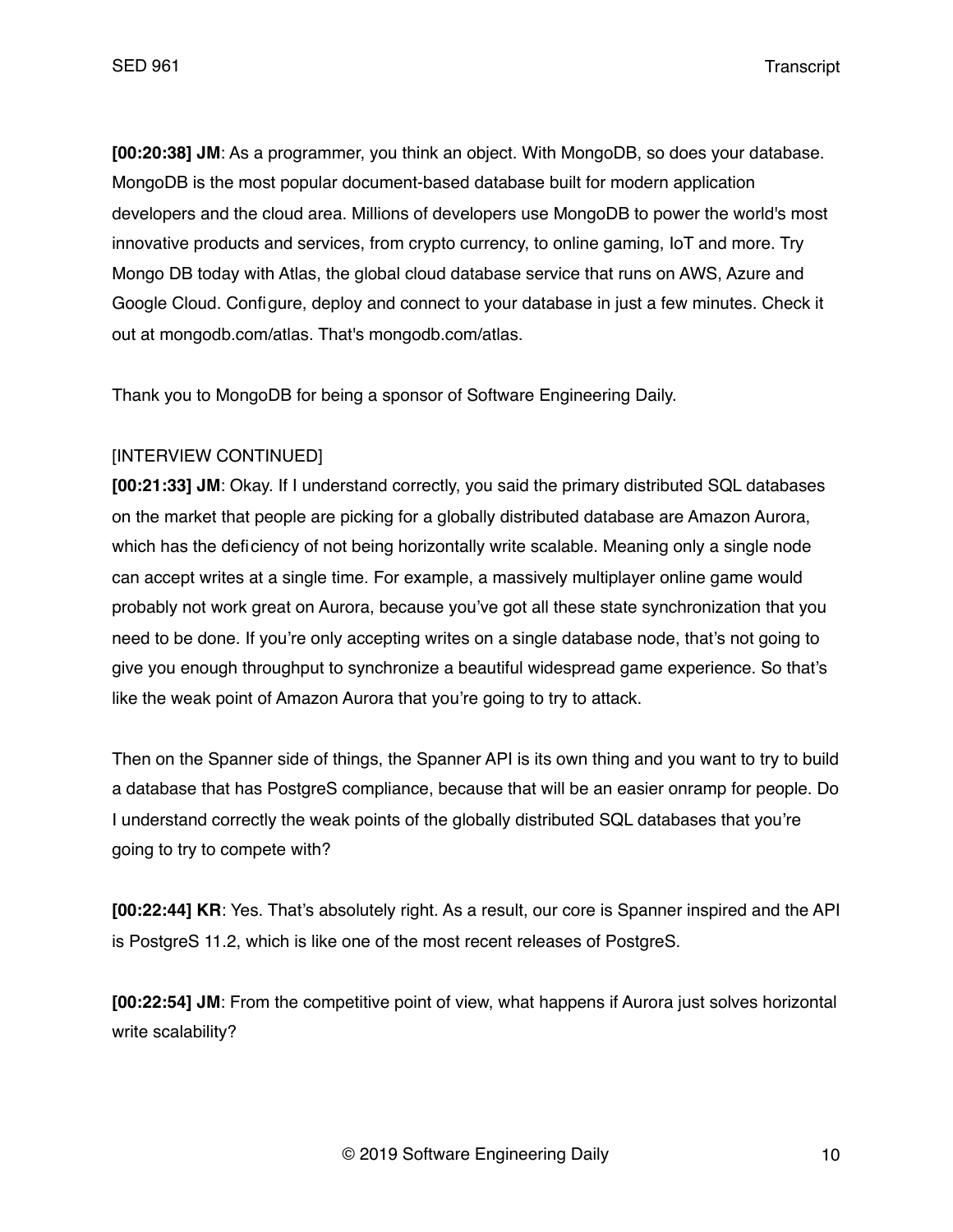**[00:20:38] JM**: As a programmer, you think an object. With MongoDB, so does your database. MongoDB is the most popular document-based database built for modern application developers and the cloud area. Millions of developers use MongoDB to power the world's most innovative products and services, from crypto currency, to online gaming, IoT and more. Try Mongo DB today with Atlas, the global cloud database service that runs on AWS, Azure and Google Cloud. Configure, deploy and connect to your database in just a few minutes. Check it out at mongodb.com/atlas. That's mongodb.com/atlas.

Thank you to MongoDB for being a sponsor of Software Engineering Daily.

[INTERVIEW CONTINUED]

**[00:21:33] JM**: Okay. If I understand correctly, you said the primary distributed SQL databases on the market that people are picking for a globally distributed database are Amazon Aurora, which has the deficiency of not being horizontally write scalable. Meaning only a single node can accept writes at a single time. For example, a massively multiplayer online game would probably not work great on Aurora, because you've got all these state synchronization that you need to be done. If you're only accepting writes on a single database node, that's not going to give you enough throughput to synchronize a beautiful widespread game experience. So that's like the weak point of Amazon Aurora that you're going to try to attack.

Then on the Spanner side of things, the Spanner API is its own thing and you want to try to build a database that has PostgreS compliance, because that will be an easier onramp for people. Do I understand correctly the weak points of the globally distributed SQL databases that you're going to try to compete with?

**[00:22:44] KR**: Yes. That's absolutely right. As a result, our core is Spanner inspired and the API is PostgreS 11.2, which is like one of the most recent releases of PostgreS.

**[00:22:54] JM**: From the competitive point of view, what happens if Aurora just solves horizontal write scalability?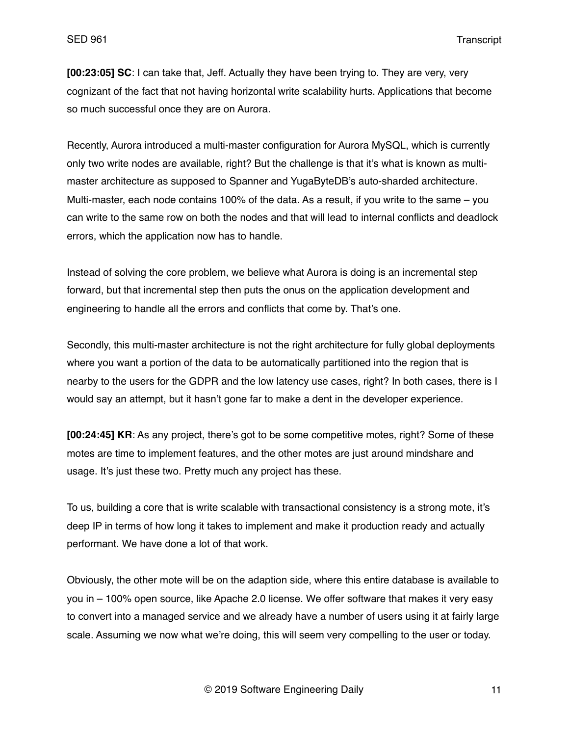**[00:23:05] SC**: I can take that, Jeff. Actually they have been trying to. They are very, very cognizant of the fact that not having horizontal write scalability hurts. Applications that become so much successful once they are on Aurora.

Recently, Aurora introduced a multi-master configuration for Aurora MySQL, which is currently only two write nodes are available, right? But the challenge is that it's what is known as multi-master architecture as supposed to Spanner and YugaByteDB's auto-sharded architecture. Multi-master, each node contains 100% of the data. As a result, if you write to the same – you can write to the same row on both the nodes and that will lead to internal conflicts and deadlock errors, which the application now has to handle.

Instead of solving the core problem, we believe what Aurora is doing is an incremental step forward, but that incremental step then puts the onus on the application development and engineering to handle all the errors and conflicts that come by. That's one.

Secondly, this multi-master architecture is not the right architecture for fully global deployments where you want a portion of the data to be automatically partitioned into the region that is nearby to the users for the GDPR and the low latency use cases, right? In both cases, there is I would say an attempt, but it hasn't gone far to make a dent in the developer experience.

**[00:24:45] KR**: As any project, there's got to be some competitive motes, right? Some of these motes are time to implement features, and the other motes are just around mindshare and usage. It's just these two. Pretty much any project has these.

To us, building a core that is write scalable with transactional consistency is a strong mote, it's deep IP in terms of how long it takes to implement and make it production ready and actually performant. We have done a lot of that work.

Obviously, the other mote will be on the adaption side, where this entire database is available to you in – 100% open source, like Apache 2.0 license. We offer software that makes it very easy to convert into a managed service and we already have a number of users using it at fairly large scale. Assuming we now what we're doing, this will seem very compelling to the user or today.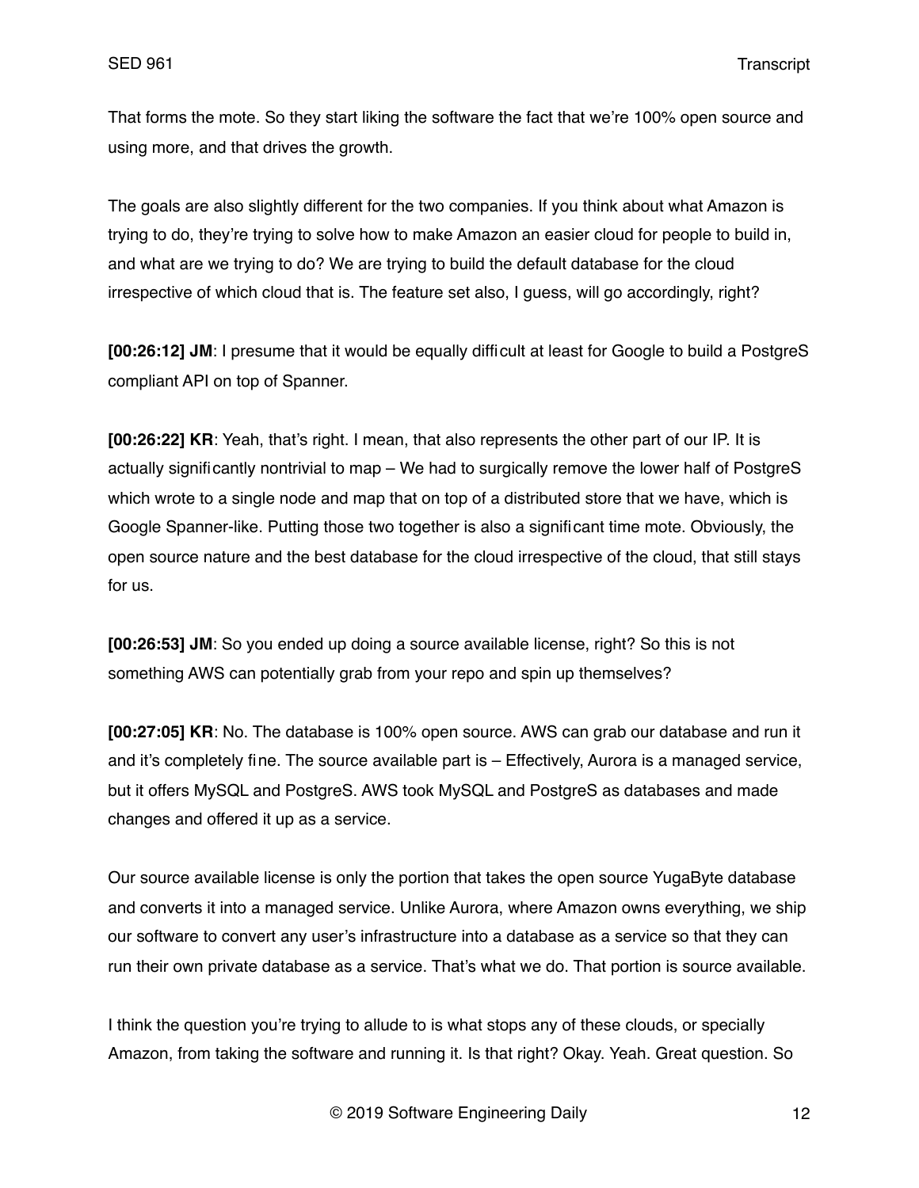That forms the mote. So they start liking the software the fact that we're 100% open source and using more, and that drives the growth.

The goals are also slightly different for the two companies. If you think about what Amazon is trying to do, they're trying to solve how to make Amazon an easier cloud for people to build in, and what are we trying to do? We are trying to build the default database for the cloud irrespective of which cloud that is. The feature set also, I guess, will go accordingly, right?

**[00:26:12] JM**: I presume that it would be equally difficult at least for Google to build a PostgreS compliant API on top of Spanner.

**[00:26:22] KR**: Yeah, that's right. I mean, that also represents the other part of our IP. It is actually significantly nontrivial to map – We had to surgically remove the lower half of PostgreS which wrote to a single node and map that on top of a distributed store that we have, which is Google Spanner-like. Putting those two together is also a significant time mote. Obviously, the open source nature and the best database for the cloud irrespective of the cloud, that still stays for us.

**[00:26:53] JM**: So you ended up doing a source available license, right? So this is not something AWS can potentially grab from your repo and spin up themselves?

**[00:27:05] KR**: No. The database is 100% open source. AWS can grab our database and run it and it's completely fine. The source available part is – Effectively, Aurora is a managed service, but it offers MySQL and PostgreS. AWS took MySQL and PostgreS as databases and made changes and offered it up as a service.

Our source available license is only the portion that takes the open source YugaByte database and converts it into a managed service. Unlike Aurora, where Amazon owns everything, we ship our software to convert any user's infrastructure into a database as a service so that they can run their own private database as a service. That's what we do. That portion is source available.

I think the question you're trying to allude to is what stops any of these clouds, or specially Amazon, from taking the software and running it. Is that right? Okay. Yeah. Great question. So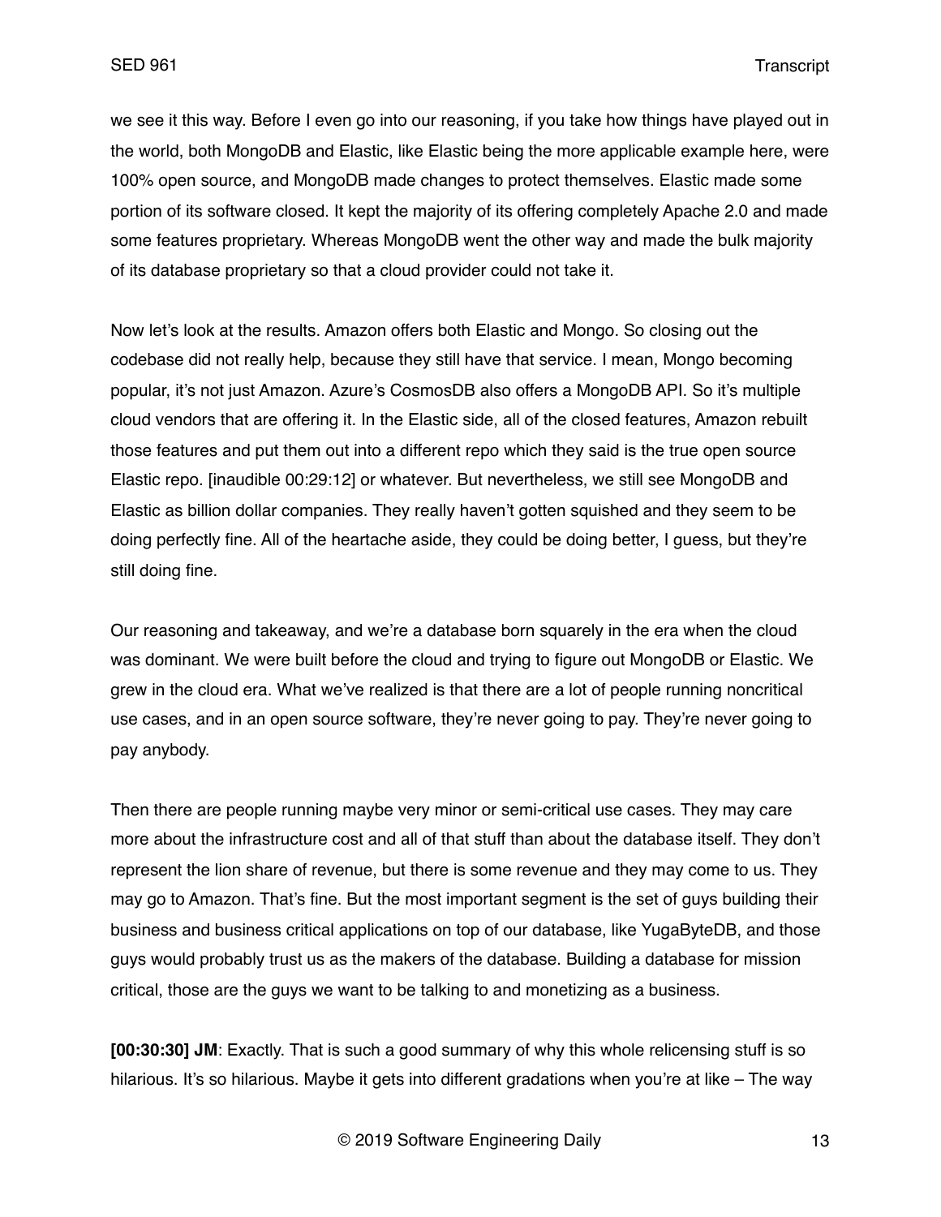we see it this way. Before I even go into our reasoning, if you take how things have played out in the world, both MongoDB and Elastic, like Elastic being the more applicable example here, were 100% open source, and MongoDB made changes to protect themselves. Elastic made some portion of its software closed. It kept the majority of its offering completely Apache 2.0 and made some features proprietary. Whereas MongoDB went the other way and made the bulk majority of its database proprietary so that a cloud provider could not take it.

Now let's look at the results. Amazon offers both Elastic and Mongo. So closing out the codebase did not really help, because they still have that service. I mean, Mongo becoming popular, it's not just Amazon. Azure's CosmosDB also offers a MongoDB API. So it's multiple cloud vendors that are offering it. In the Elastic side, all of the closed features, Amazon rebuilt those features and put them out into a different repo which they said is the true open source Elastic repo. [inaudible 00:29:12] or whatever. But nevertheless, we still see MongoDB and Elastic as billion dollar companies. They really haven't gotten squished and they seem to be doing perfectly fine. All of the heartache aside, they could be doing better, I guess, but they're still doing fine.

Our reasoning and takeaway, and we're a database born squarely in the era when the cloud was dominant. We were built before the cloud and trying to figure out MongoDB or Elastic. We grew in the cloud era. What we've realized is that there are a lot of people running noncritical use cases, and in an open source software, they're never going to pay. They're never going to pay anybody.

Then there are people running maybe very minor or semi-critical use cases. They may care more about the infrastructure cost and all of that stuff than about the database itself. They don't represent the lion share of revenue, but there is some revenue and they may come to us. They may go to Amazon. That's fine. But the most important segment is the set of guys building their business and business critical applications on top of our database, like YugaByteDB, and those guys would probably trust us as the makers of the database. Building a database for mission critical, those are the guys we want to be talking to and monetizing as a business.

**[00:30:30] JM**: Exactly. That is such a good summary of why this whole relicensing stuff is so hilarious. It's so hilarious. Maybe it gets into different gradations when you're at like – The way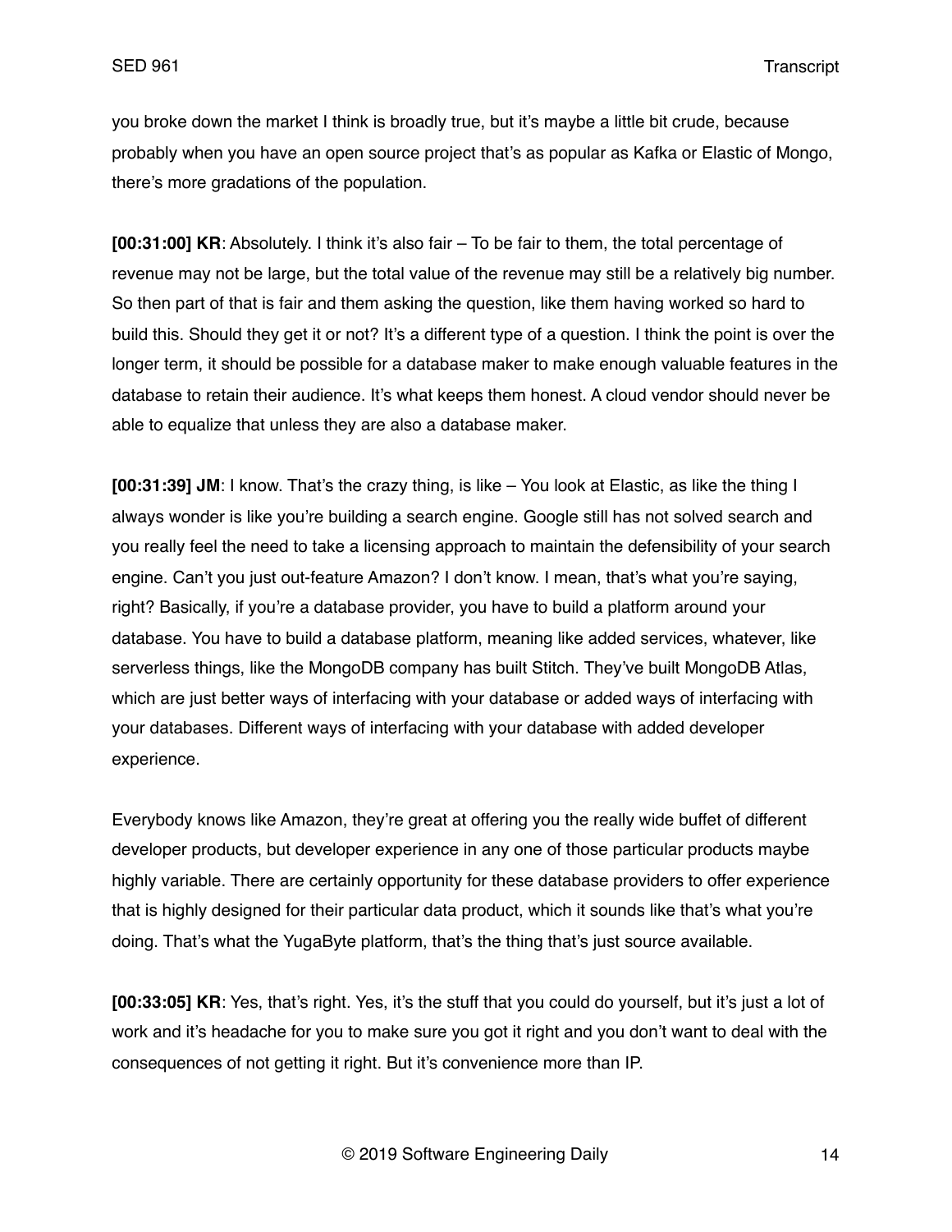you broke down the market I think is broadly true, but it's maybe a little bit crude, because probably when you have an open source project that's as popular as Kafka or Elastic of Mongo, there's more gradations of the population.

**[00:31:00] KR**: Absolutely. I think it's also fair – To be fair to them, the total percentage of revenue may not be large, but the total value of the revenue may still be a relatively big number. So then part of that is fair and them asking the question, like them having worked so hard to build this. Should they get it or not? It's a different type of a question. I think the point is over the longer term, it should be possible for a database maker to make enough valuable features in the database to retain their audience. It's what keeps them honest. A cloud vendor should never be able to equalize that unless they are also a database maker.

**[00:31:39] JM**: I know. That's the crazy thing, is like – You look at Elastic, as like the thing I always wonder is like you're building a search engine. Google still has not solved search and you really feel the need to take a licensing approach to maintain the defensibility of your search engine. Can't you just out-feature Amazon? I don't know. I mean, that's what you're saying, right? Basically, if you're a database provider, you have to build a platform around your database. You have to build a database platform, meaning like added services, whatever, like serverless things, like the MongoDB company has built Stitch. They've built MongoDB Atlas, which are just better ways of interfacing with your database or added ways of interfacing with your databases. Different ways of interfacing with your database with added developer experience.

Everybody knows like Amazon, they're great at offering you the really wide buffet of different developer products, but developer experience in any one of those particular products maybe highly variable. There are certainly opportunity for these database providers to offer experience that is highly designed for their particular data product, which it sounds like that's what you're doing. That's what the YugaByte platform, that's the thing that's just source available.

**[00:33:05] KR**: Yes, that's right. Yes, it's the stuff that you could do yourself, but it's just a lot of work and it's headache for you to make sure you got it right and you don't want to deal with the consequences of not getting it right. But it's convenience more than IP.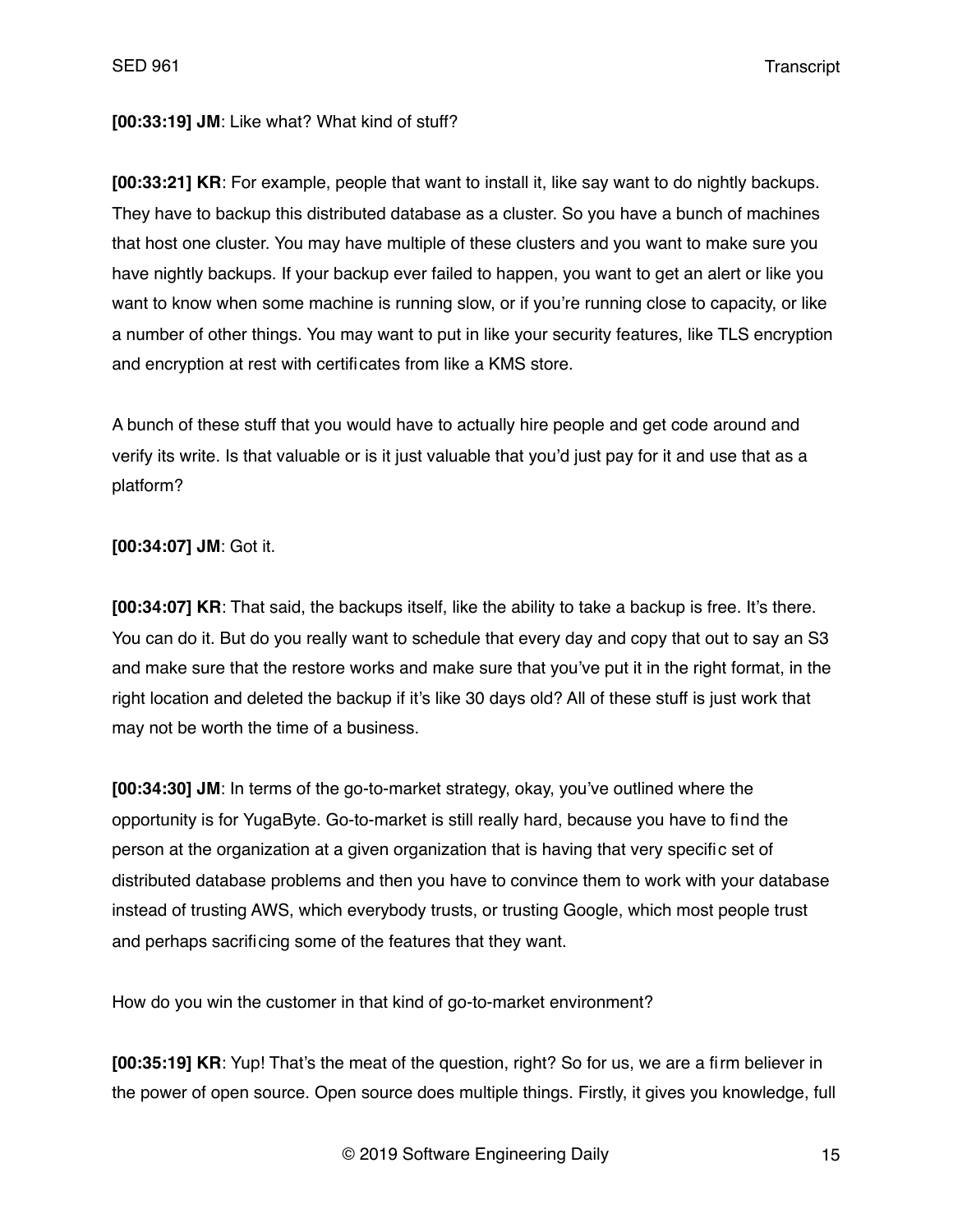**[00:33:19] JM**: Like what? What kind of stuff?

**[00:33:21] KR**: For example, people that want to install it, like say want to do nightly backups. They have to backup this distributed database as a cluster. So you have a bunch of machines that host one cluster. You may have multiple of these clusters and you want to make sure you have nightly backups. If your backup ever failed to happen, you want to get an alert or like you want to know when some machine is running slow, or if you're running close to capacity, or like a number of other things. You may want to put in like your security features, like TLS encryption and encryption at rest with certificates from like a KMS store.

A bunch of these stuff that you would have to actually hire people and get code around and verify its write. Is that valuable or is it just valuable that you'd just pay for it and use that as a platform?

**[00:34:07] JM**: Got it.

**[00:34:07] KR**: That said, the backups itself, like the ability to take a backup is free. It's there. You can do it. But do you really want to schedule that every day and copy that out to say an S3 and make sure that the restore works and make sure that you've put it in the right format, in the right location and deleted the backup if it's like 30 days old? All of these stuff is just work that may not be worth the time of a business.

**[00:34:30] JM**: In terms of the go-to-market strategy, okay, you've outlined where the opportunity is for YugaByte. Go-to-market is still really hard, because you have to find the person at the organization at a given organization that is having that very specific set of distributed database problems and then you have to convince them to work with your database instead of trusting AWS, which everybody trusts, or trusting Google, which most people trust and perhaps sacrificing some of the features that they want.

How do you win the customer in that kind of go-to-market environment?

**[00:35:19] KR**: Yup! That's the meat of the question, right? So for us, we are a firm believer in the power of open source. Open source does multiple things. Firstly, it gives you knowledge, full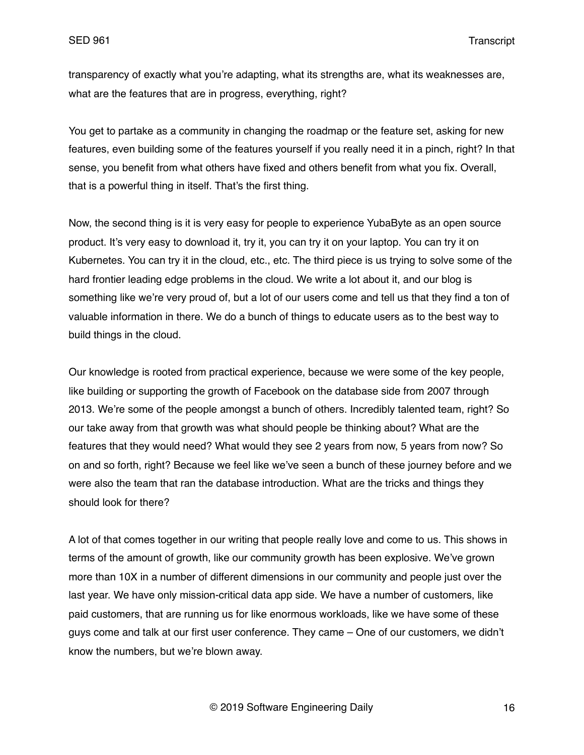transparency of exactly what you're adapting, what its strengths are, what its weaknesses are, what are the features that are in progress, everything, right?

You get to partake as a community in changing the roadmap or the feature set, asking for new features, even building some of the features yourself if you really need it in a pinch, right? In that sense, you benefit from what others have fixed and others benefit from what you fix. Overall, that is a powerful thing in itself. That's the first thing.

Now, the second thing is it is very easy for people to experience YubaByte as an open source product. It's very easy to download it, try it, you can try it on your laptop. You can try it on Kubernetes. You can try it in the cloud, etc., etc. The third piece is us trying to solve some of the hard frontier leading edge problems in the cloud. We write a lot about it, and our blog is something like we're very proud of, but a lot of our users come and tell us that they find a ton of valuable information in there. We do a bunch of things to educate users as to the best way to build things in the cloud.

Our knowledge is rooted from practical experience, because we were some of the key people, like building or supporting the growth of Facebook on the database side from 2007 through 2013. We're some of the people amongst a bunch of others. Incredibly talented team, right? So our take away from that growth was what should people be thinking about? What are the features that they would need? What would they see 2 years from now, 5 years from now? So on and so forth, right? Because we feel like we've seen a bunch of these journey before and we were also the team that ran the database introduction. What are the tricks and things they should look for there?

A lot of that comes together in our writing that people really love and come to us. This shows in terms of the amount of growth, like our community growth has been explosive. We've grown more than 10X in a number of different dimensions in our community and people just over the last year. We have only mission-critical data app side. We have a number of customers, like paid customers, that are running us for like enormous workloads, like we have some of these guys come and talk at our first user conference. They came – One of our customers, we didn't know the numbers, but we're blown away.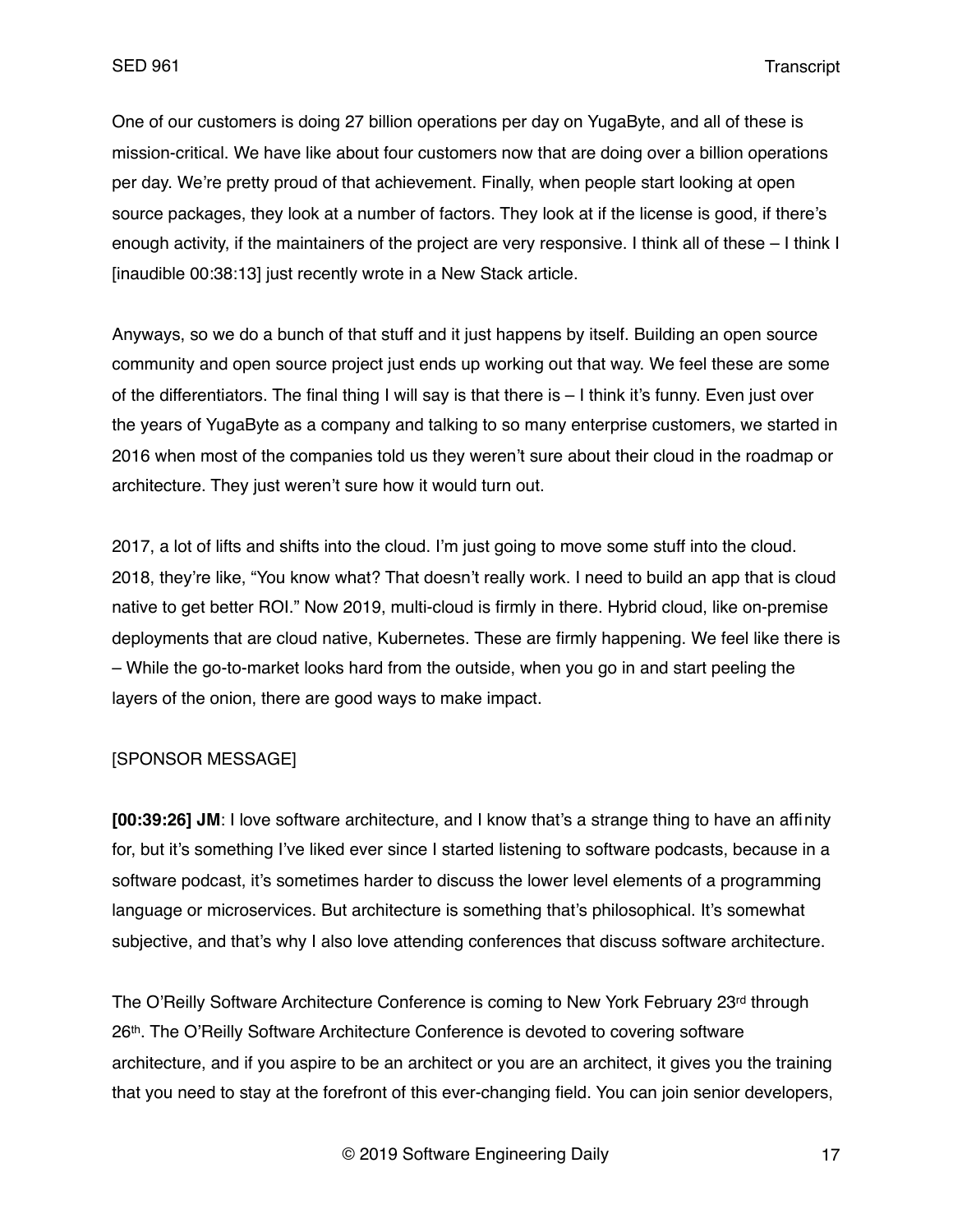One of our customers is doing 27 billion operations per day on YugaByte, and all of these is mission-critical. We have like about four customers now that are doing over a billion operations per day. We're pretty proud of that achievement. Finally, when people start looking at open source packages, they look at a number of factors. They look at if the license is good, if there's enough activity, if the maintainers of the project are very responsive. I think all of these – I think I [inaudible 00:38:13] just recently wrote in a New Stack article.

Anyways, so we do a bunch of that stuff and it just happens by itself. Building an open source community and open source project just ends up working out that way. We feel these are some of the differentiators. The final thing I will say is that there is – I think it's funny. Even just over the years of YugaByte as a company and talking to so many enterprise customers, we started in 2016 when most of the companies told us they weren't sure about their cloud in the roadmap or architecture. They just weren't sure how it would turn out.

2017, a lot of lifts and shifts into the cloud. I'm just going to move some stuff into the cloud. 2018, they're like, "You know what? That doesn't really work. I need to build an app that is cloud native to get better ROI." Now 2019, multi-cloud is firmly in there. Hybrid cloud, like on-premise deployments that are cloud native, Kubernetes. These are firmly happening. We feel like there is – While the go-to-market looks hard from the outside, when you go in and start peeling the layers of the onion, there are good ways to make impact.

[SPONSOR MESSAGE]

**[00:39:26] JM**: I love software architecture, and I know that's a strange thing to have an affinity for, but it's something I've liked ever since I started listening to software podcasts, because in a software podcast, it's sometimes harder to discuss the lower level elements of a programming language or microservices. But architecture is something that's philosophical. It's somewhat subjective, and that's why I also love attending conferences that discuss software architecture.

The O'Reilly Software Architecture Conference is coming to New York February 23rd through 26th. The O'Reilly Software Architecture Conference is devoted to covering software architecture, and if you aspire to be an architect or you are an architect, it gives you the training that you need to stay at the forefront of this ever-changing field. You can join senior developers,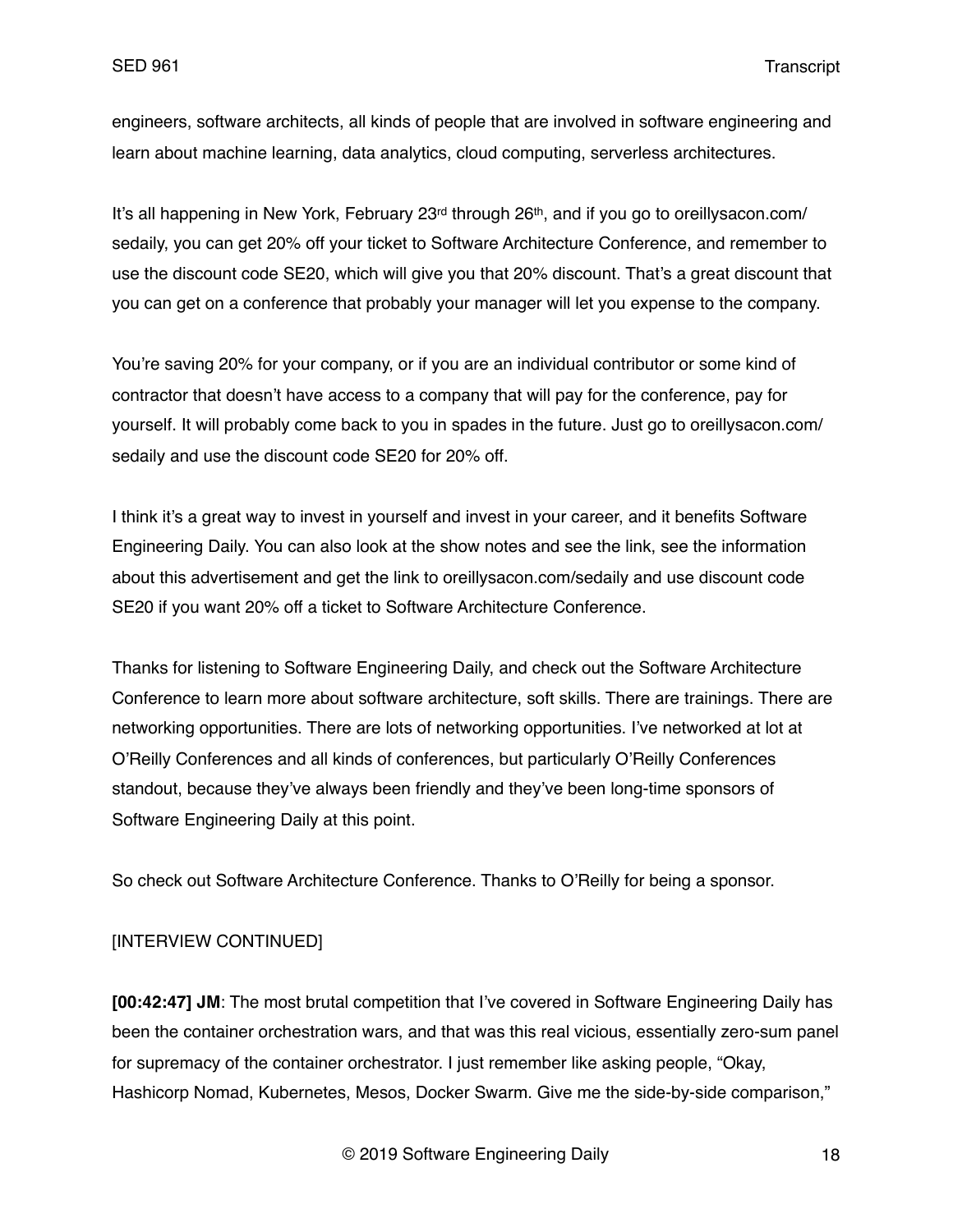engineers, software architects, all kinds of people that are involved in software engineering and learn about machine learning, data analytics, cloud computing, serverless architectures.

It's all happening in New York, February 23rd through 26th, and if you go to oreillysacon.com/sedaily, you can get 20% off your ticket to Software Architecture Conference, and remember to use the discount code SE20, which will give you that 20% discount. That's a great discount that you can get on a conference that probably your manager will let you expense to the company.

You're saving 20% for your company, or if you are an individual contributor or some kind of contractor that doesn't have access to a company that will pay for the conference, pay for yourself. It will probably come back to you in spades in the future. Just go to oreillysacon.com/sedaily and use the discount code SE20 for 20% off.

I think it's a great way to invest in yourself and invest in your career, and it benefits Software Engineering Daily. You can also look at the show notes and see the link, see the information about this advertisement and get the link to oreillysacon.com/sedaily and use discount code SE20 if you want 20% off a ticket to Software Architecture Conference.

Thanks for listening to Software Engineering Daily, and check out the Software Architecture Conference to learn more about software architecture, soft skills. There are trainings. There are networking opportunities. There are lots of networking opportunities. I've networked at lot at O'Reilly Conferences and all kinds of conferences, but particularly O'Reilly Conferences standout, because they've always been friendly and they've been long-time sponsors of Software Engineering Daily at this point.

So check out Software Architecture Conference. Thanks to O'Reilly for being a sponsor.

[INTERVIEW CONTINUED]

**[00:42:47] JM**: The most brutal competition that I've covered in Software Engineering Daily has been the container orchestration wars, and that was this real vicious, essentially zero-sum panel for supremacy of the container orchestrator. I just remember like asking people, "Okay, Hashicorp Nomad, Kubernetes, Mesos, Docker Swarm. Give me the side-by-side comparison,"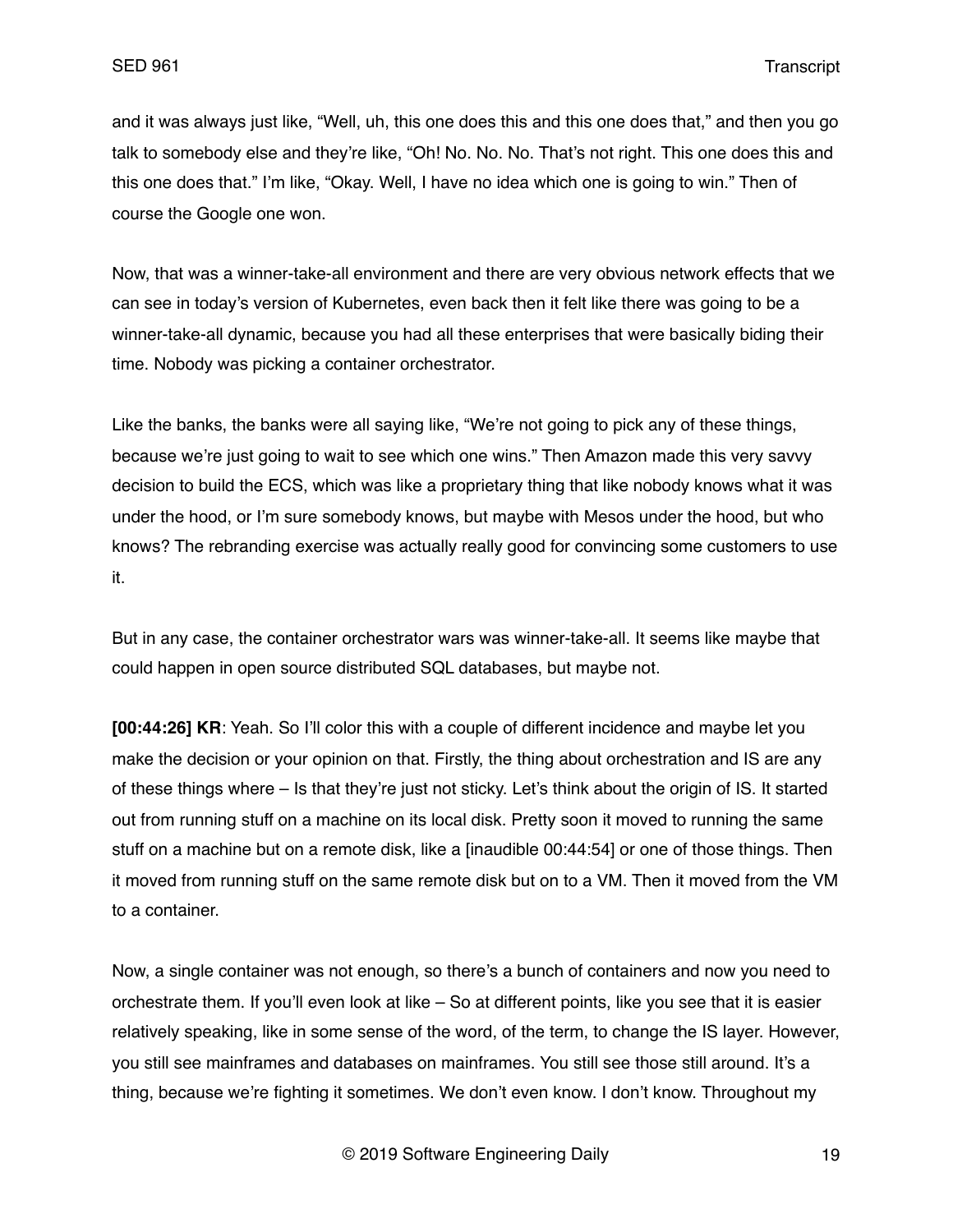and it was always just like, "Well, uh, this one does this and this one does that," and then you go talk to somebody else and they're like, "Oh! No. No. No. That's not right. This one does this and this one does that." I'm like, "Okay. Well, I have no idea which one is going to win." Then of course the Google one won.

Now, that was a winner-take-all environment and there are very obvious network effects that we can see in today's version of Kubernetes, even back then it felt like there was going to be a winner-take-all dynamic, because you had all these enterprises that were basically biding their time. Nobody was picking a container orchestrator.

Like the banks, the banks were all saying like, "We're not going to pick any of these things, because we're just going to wait to see which one wins." Then Amazon made this very savvy decision to build the ECS, which was like a proprietary thing that like nobody knows what it was under the hood, or I'm sure somebody knows, but maybe with Mesos under the hood, but who knows? The rebranding exercise was actually really good for convincing some customers to use it.

But in any case, the container orchestrator wars was winner-take-all. It seems like maybe that could happen in open source distributed SQL databases, but maybe not.

**[00:44:26] KR**: Yeah. So I'll color this with a couple of different incidence and maybe let you make the decision or your opinion on that. Firstly, the thing about orchestration and IS are any of these things where – Is that they're just not sticky. Let's think about the origin of IS. It started out from running stuff on a machine on its local disk. Pretty soon it moved to running the same stuff on a machine but on a remote disk, like a [inaudible 00:44:54] or one of those things. Then it moved from running stuff on the same remote disk but on to a VM. Then it moved from the VM to a container.

Now, a single container was not enough, so there's a bunch of containers and now you need to orchestrate them. If you'll even look at like – So at different points, like you see that it is easier relatively speaking, like in some sense of the word, of the term, to change the IS layer. However, you still see mainframes and databases on mainframes. You still see those still around. It's a thing, because we're fighting it sometimes. We don't even know. I don't know. Throughout my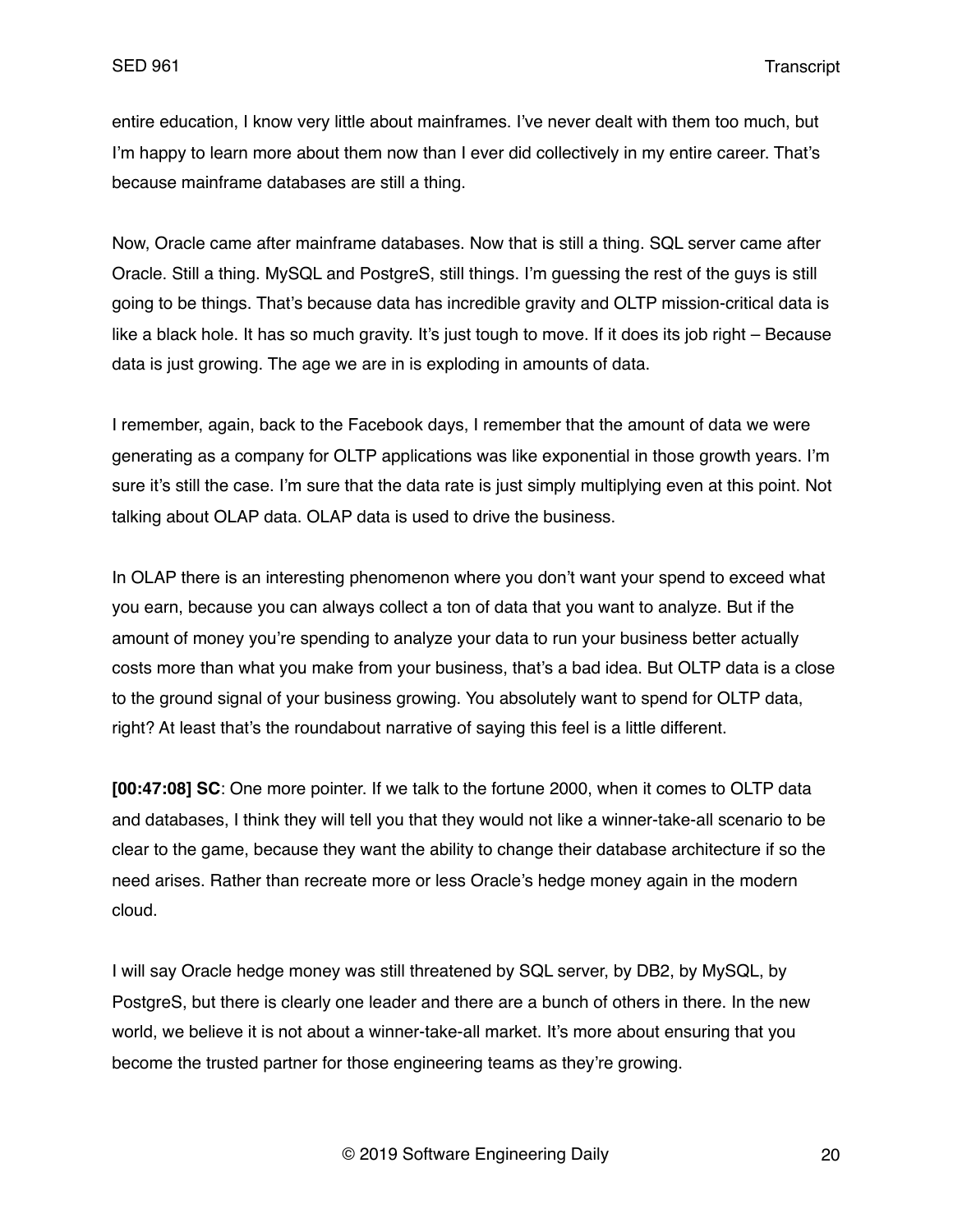entire education, I know very little about mainframes. I've never dealt with them too much, but I'm happy to learn more about them now than I ever did collectively in my entire career. That's because mainframe databases are still a thing.

Now, Oracle came after mainframe databases. Now that is still a thing. SQL server came after Oracle. Still a thing. MySQL and PostgreS, still things. I'm guessing the rest of the guys is still going to be things. That's because data has incredible gravity and OLTP mission-critical data is like a black hole. It has so much gravity. It's just tough to move. If it does its job right – Because data is just growing. The age we are in is exploding in amounts of data.

I remember, again, back to the Facebook days, I remember that the amount of data we were generating as a company for OLTP applications was like exponential in those growth years. I'm sure it's still the case. I'm sure that the data rate is just simply multiplying even at this point. Not talking about OLAP data. OLAP data is used to drive the business.

In OLAP there is an interesting phenomenon where you don't want your spend to exceed what you earn, because you can always collect a ton of data that you want to analyze. But if the amount of money you're spending to analyze your data to run your business better actually costs more than what you make from your business, that's a bad idea. But OLTP data is a close to the ground signal of your business growing. You absolutely want to spend for OLTP data, right? At least that's the roundabout narrative of saying this feel is a little different.

**[00:47:08] SC**: One more pointer. If we talk to the fortune 2000, when it comes to OLTP data and databases, I think they will tell you that they would not like a winner-take-all scenario to be clear to the game, because they want the ability to change their database architecture if so the need arises. Rather than recreate more or less Oracle's hedge money again in the modern cloud.

I will say Oracle hedge money was still threatened by SQL server, by DB2, by MySQL, by PostgreS, but there is clearly one leader and there are a bunch of others in there. In the new world, we believe it is not about a winner-take-all market. It's more about ensuring that you become the trusted partner for those engineering teams as they're growing.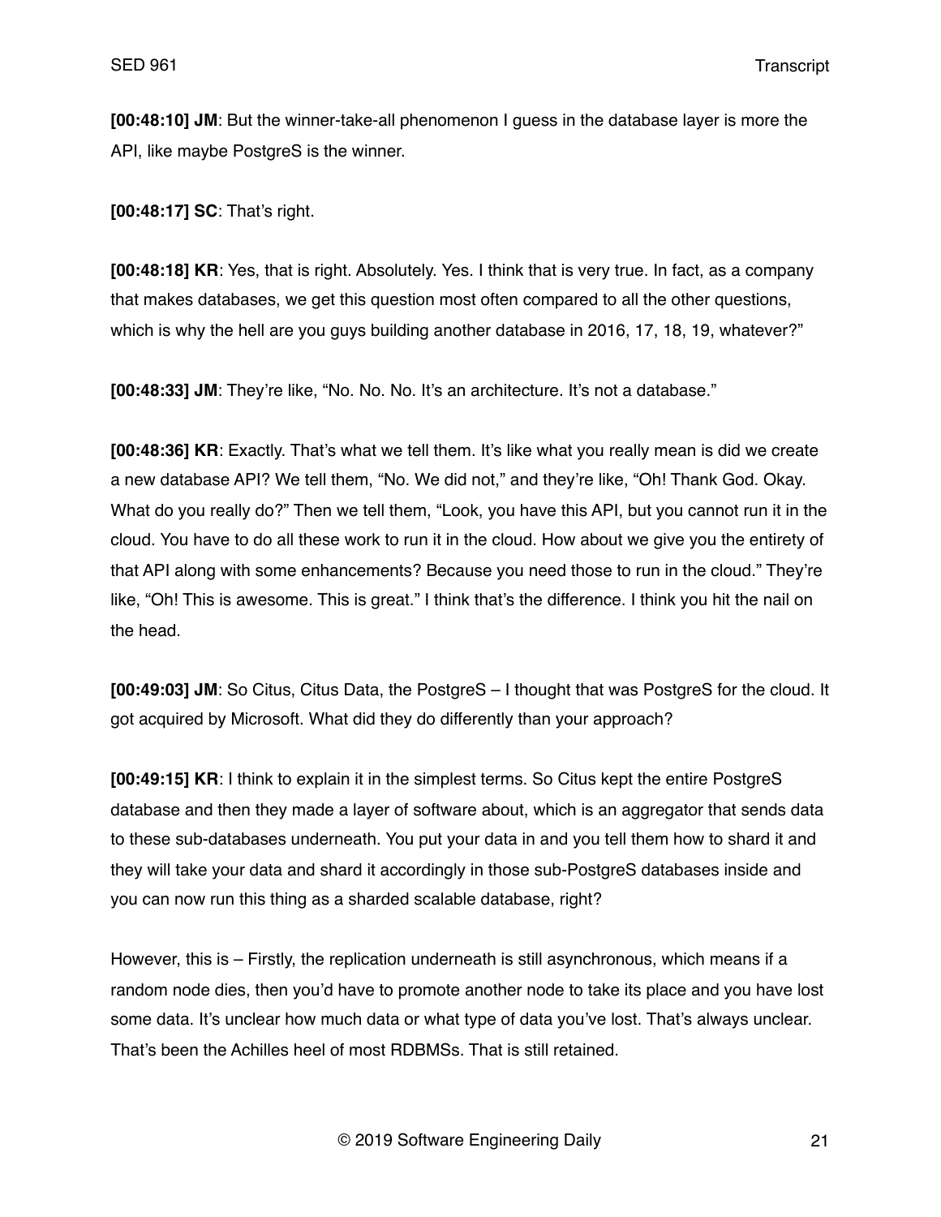**[00:48:10] JM**: But the winner-take-all phenomenon I guess in the database layer is more the API, like maybe PostgreS is the winner.

**[00:48:17] SC**: That's right.

**[00:48:18] KR**: Yes, that is right. Absolutely. Yes. I think that is very true. In fact, as a company that makes databases, we get this question most often compared to all the other questions, which is why the hell are you guys building another database in 2016, 17, 18, 19, whatever?"

**[00:48:33] JM**: They're like, "No. No. No. It's an architecture. It's not a database."

**[00:48:36] KR**: Exactly. That's what we tell them. It's like what you really mean is did we create a new database API? We tell them, "No. We did not," and they're like, "Oh! Thank God. Okay. What do you really do?" Then we tell them, "Look, you have this API, but you cannot run it in the cloud. You have to do all these work to run it in the cloud. How about we give you the entirety of that API along with some enhancements? Because you need those to run in the cloud." They're like, "Oh! This is awesome. This is great." I think that's the difference. I think you hit the nail on the head.

**[00:49:03] JM**: So Citus, Citus Data, the PostgreS – I thought that was PostgreS for the cloud. It got acquired by Microsoft. What did they do differently than your approach?

**[00:49:15] KR**: I think to explain it in the simplest terms. So Citus kept the entire PostgreS database and then they made a layer of software about, which is an aggregator that sends data to these sub-databases underneath. You put your data in and you tell them how to shard it and they will take your data and shard it accordingly in those sub-PostgreS databases inside and you can now run this thing as a sharded scalable database, right?

However, this is – Firstly, the replication underneath is still asynchronous, which means if a random node dies, then you'd have to promote another node to take its place and you have lost some data. It's unclear how much data or what type of data you've lost. That's always unclear. That's been the Achilles heel of most RDBMSs. That is still retained.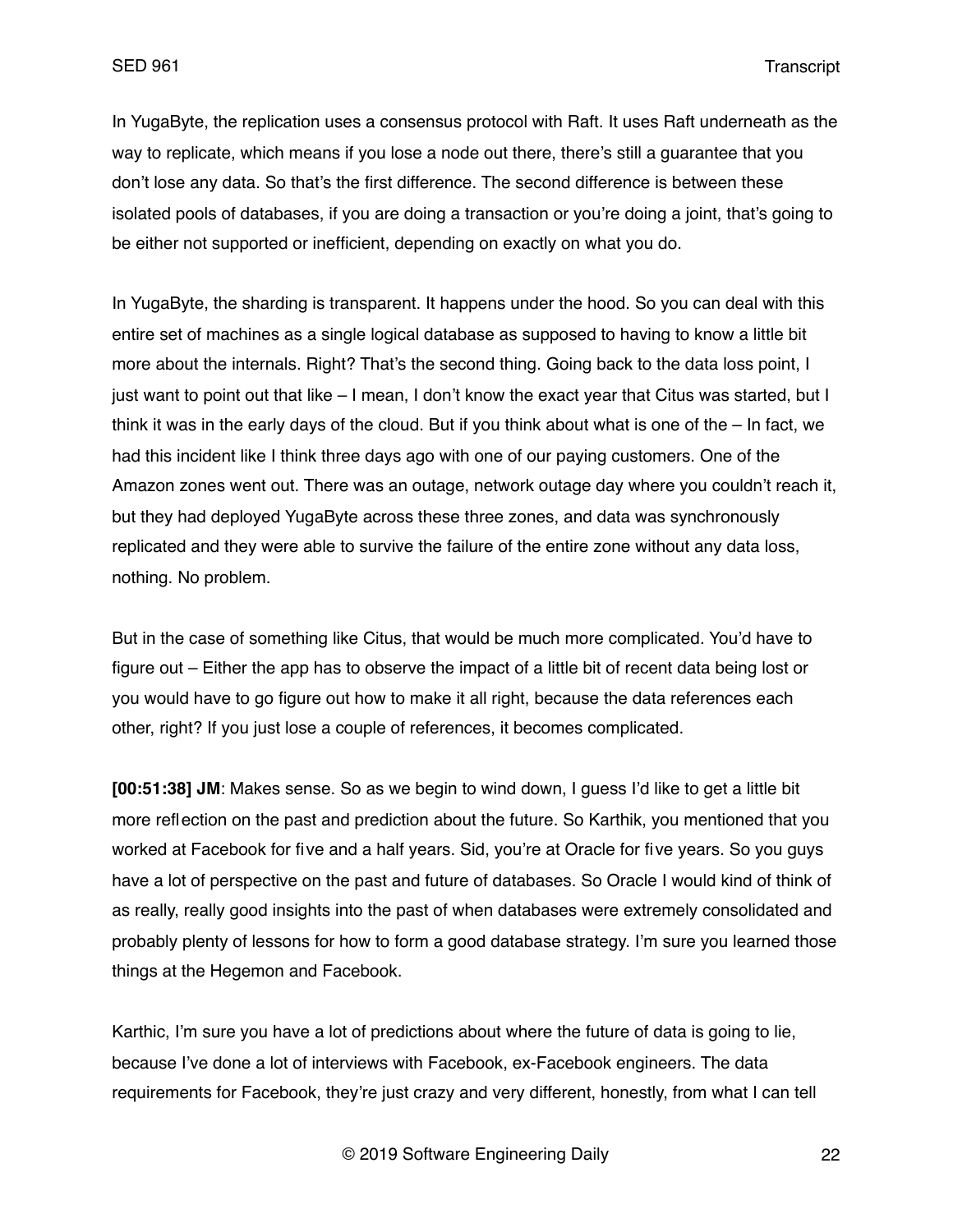In YugaByte, the replication uses a consensus protocol with Raft. It uses Raft underneath as the way to replicate, which means if you lose a node out there, there's still a guarantee that you don't lose any data. So that's the first difference. The second difference is between these isolated pools of databases, if you are doing a transaction or you're doing a joint, that's going to be either not supported or inefficient, depending on exactly on what you do.

In YugaByte, the sharding is transparent. It happens under the hood. So you can deal with this entire set of machines as a single logical database as supposed to having to know a little bit more about the internals. Right? That's the second thing. Going back to the data loss point, I just want to point out that like – I mean, I don't know the exact year that Citus was started, but I think it was in the early days of the cloud. But if you think about what is one of the – In fact, we had this incident like I think three days ago with one of our paying customers. One of the Amazon zones went out. There was an outage, network outage day where you couldn't reach it, but they had deployed YugaByte across these three zones, and data was synchronously replicated and they were able to survive the failure of the entire zone without any data loss, nothing. No problem.

But in the case of something like Citus, that would be much more complicated. You'd have to figure out – Either the app has to observe the impact of a little bit of recent data being lost or you would have to go figure out how to make it all right, because the data references each other, right? If you just lose a couple of references, it becomes complicated.

**[00:51:38] JM**: Makes sense. So as we begin to wind down, I guess I'd like to get a little bit more reflection on the past and prediction about the future. So Karthik, you mentioned that you worked at Facebook for five and a half years. Sid, you're at Oracle for five years. So you guys have a lot of perspective on the past and future of databases. So Oracle I would kind of think of as really, really good insights into the past of when databases were extremely consolidated and probably plenty of lessons for how to form a good database strategy. I'm sure you learned those things at the Hegemon and Facebook.

Karthic, I'm sure you have a lot of predictions about where the future of data is going to lie, because I've done a lot of interviews with Facebook, ex-Facebook engineers. The data requirements for Facebook, they're just crazy and very different, honestly, from what I can tell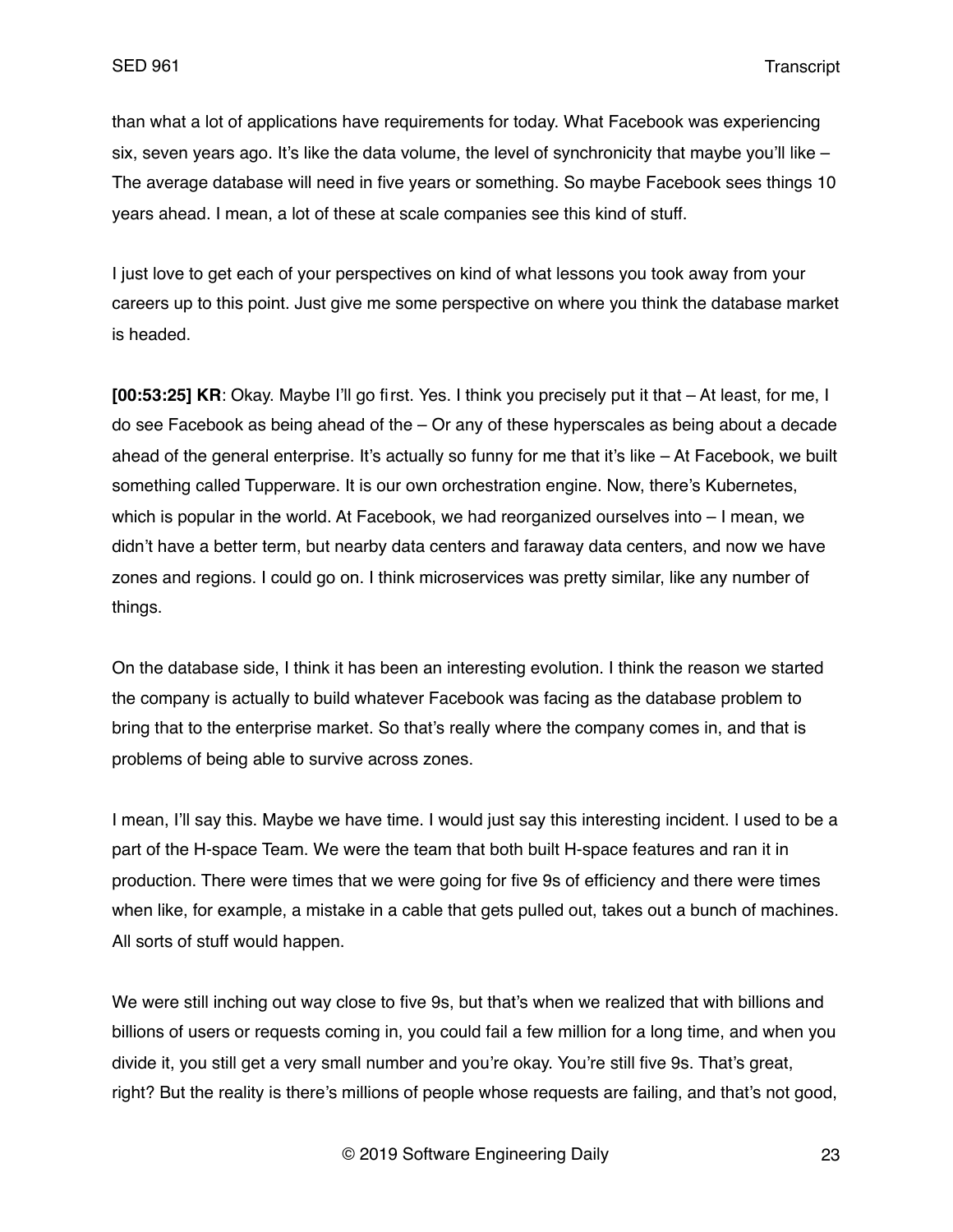than what a lot of applications have requirements for today. What Facebook was experiencing six, seven years ago. It's like the data volume, the level of synchronicity that maybe you'll like – The average database will need in five years or something. So maybe Facebook sees things 10 years ahead. I mean, a lot of these at scale companies see this kind of stuff.

I just love to get each of your perspectives on kind of what lessons you took away from your careers up to this point. Just give me some perspective on where you think the database market is headed.

**[00:53:25] KR**: Okay. Maybe I'll go first. Yes. I think you precisely put it that – At least, for me, I do see Facebook as being ahead of the – Or any of these hyperscales as being about a decade ahead of the general enterprise. It's actually so funny for me that it's like – At Facebook, we built something called Tupperware. It is our own orchestration engine. Now, there's Kubernetes, which is popular in the world. At Facebook, we had reorganized ourselves into – I mean, we didn't have a better term, but nearby data centers and faraway data centers, and now we have zones and regions. I could go on. I think microservices was pretty similar, like any number of things.

On the database side, I think it has been an interesting evolution. I think the reason we started the company is actually to build whatever Facebook was facing as the database problem to bring that to the enterprise market. So that's really where the company comes in, and that is problems of being able to survive across zones.

I mean, I'll say this. Maybe we have time. I would just say this interesting incident. I used to be a part of the H-space Team. We were the team that both built H-space features and ran it in production. There were times that we were going for five 9s of efficiency and there were times when like, for example, a mistake in a cable that gets pulled out, takes out a bunch of machines. All sorts of stuff would happen.

We were still inching out way close to five 9s, but that's when we realized that with billions and billions of users or requests coming in, you could fail a few million for a long time, and when you divide it, you still get a very small number and you're okay. You're still five 9s. That's great, right? But the reality is there's millions of people whose requests are failing, and that's not good,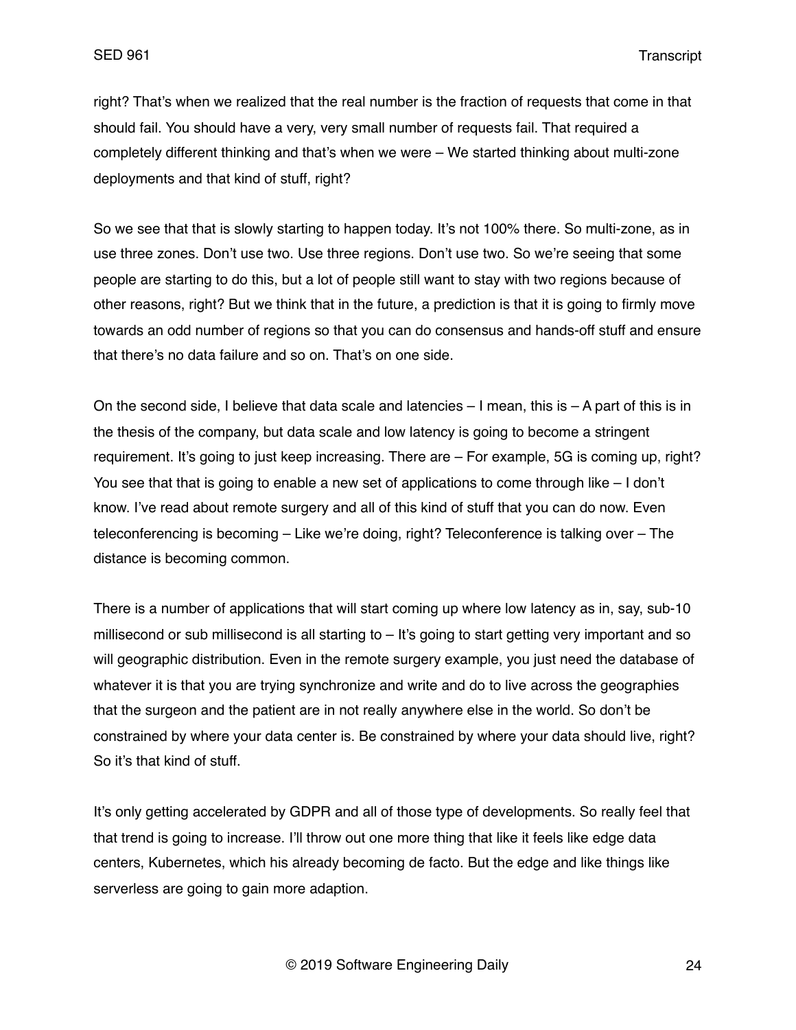right? That's when we realized that the real number is the fraction of requests that come in that should fail. You should have a very, very small number of requests fail. That required a completely different thinking and that's when we were – We started thinking about multi-zone deployments and that kind of stuff, right?

So we see that that is slowly starting to happen today. It's not 100% there. So multi-zone, as in use three zones. Don't use two. Use three regions. Don't use two. So we're seeing that some people are starting to do this, but a lot of people still want to stay with two regions because of other reasons, right? But we think that in the future, a prediction is that it is going to firmly move towards an odd number of regions so that you can do consensus and hands-off stuff and ensure that there's no data failure and so on. That's on one side.

On the second side, I believe that data scale and latencies – I mean, this is – A part of this is in the thesis of the company, but data scale and low latency is going to become a stringent requirement. It's going to just keep increasing. There are – For example, 5G is coming up, right? You see that that is going to enable a new set of applications to come through like – I don't know. I've read about remote surgery and all of this kind of stuff that you can do now. Even teleconferencing is becoming – Like we're doing, right? Teleconference is talking over – The distance is becoming common.

There is a number of applications that will start coming up where low latency as in, say, sub-10 millisecond or sub millisecond is all starting to – It's going to start getting very important and so will geographic distribution. Even in the remote surgery example, you just need the database of whatever it is that you are trying synchronize and write and do to live across the geographies that the surgeon and the patient are in not really anywhere else in the world. So don't be constrained by where your data center is. Be constrained by where your data should live, right? So it's that kind of stuff.

It's only getting accelerated by GDPR and all of those type of developments. So really feel that that trend is going to increase. I'll throw out one more thing that like it feels like edge data centers, Kubernetes, which his already becoming de facto. But the edge and like things like serverless are going to gain more adaption.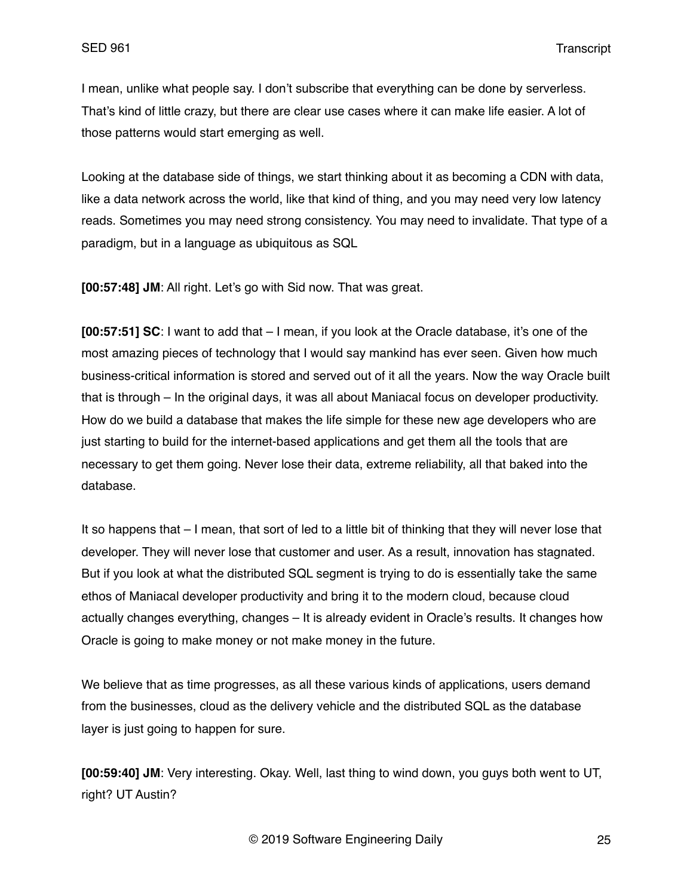I mean, unlike what people say. I don't subscribe that everything can be done by serverless. That's kind of little crazy, but there are clear use cases where it can make life easier. A lot of those patterns would start emerging as well.

Looking at the database side of things, we start thinking about it as becoming a CDN with data, like a data network across the world, like that kind of thing, and you may need very low latency reads. Sometimes you may need strong consistency. You may need to invalidate. That type of a paradigm, but in a language as ubiquitous as SQL

**[00:57:48] JM**: All right. Let's go with Sid now. That was great.

**[00:57:51] SC**: I want to add that – I mean, if you look at the Oracle database, it's one of the most amazing pieces of technology that I would say mankind has ever seen. Given how much business-critical information is stored and served out of it all the years. Now the way Oracle built that is through – In the original days, it was all about Maniacal focus on developer productivity. How do we build a database that makes the life simple for these new age developers who are just starting to build for the internet-based applications and get them all the tools that are necessary to get them going. Never lose their data, extreme reliability, all that baked into the database.

It so happens that – I mean, that sort of led to a little bit of thinking that they will never lose that developer. They will never lose that customer and user. As a result, innovation has stagnated. But if you look at what the distributed SQL segment is trying to do is essentially take the same ethos of Maniacal developer productivity and bring it to the modern cloud, because cloud actually changes everything, changes – It is already evident in Oracle's results. It changes how Oracle is going to make money or not make money in the future.

We believe that as time progresses, as all these various kinds of applications, users demand from the businesses, cloud as the delivery vehicle and the distributed SQL as the database layer is just going to happen for sure.

**[00:59:40] JM**: Very interesting. Okay. Well, last thing to wind down, you guys both went to UT, right? UT Austin?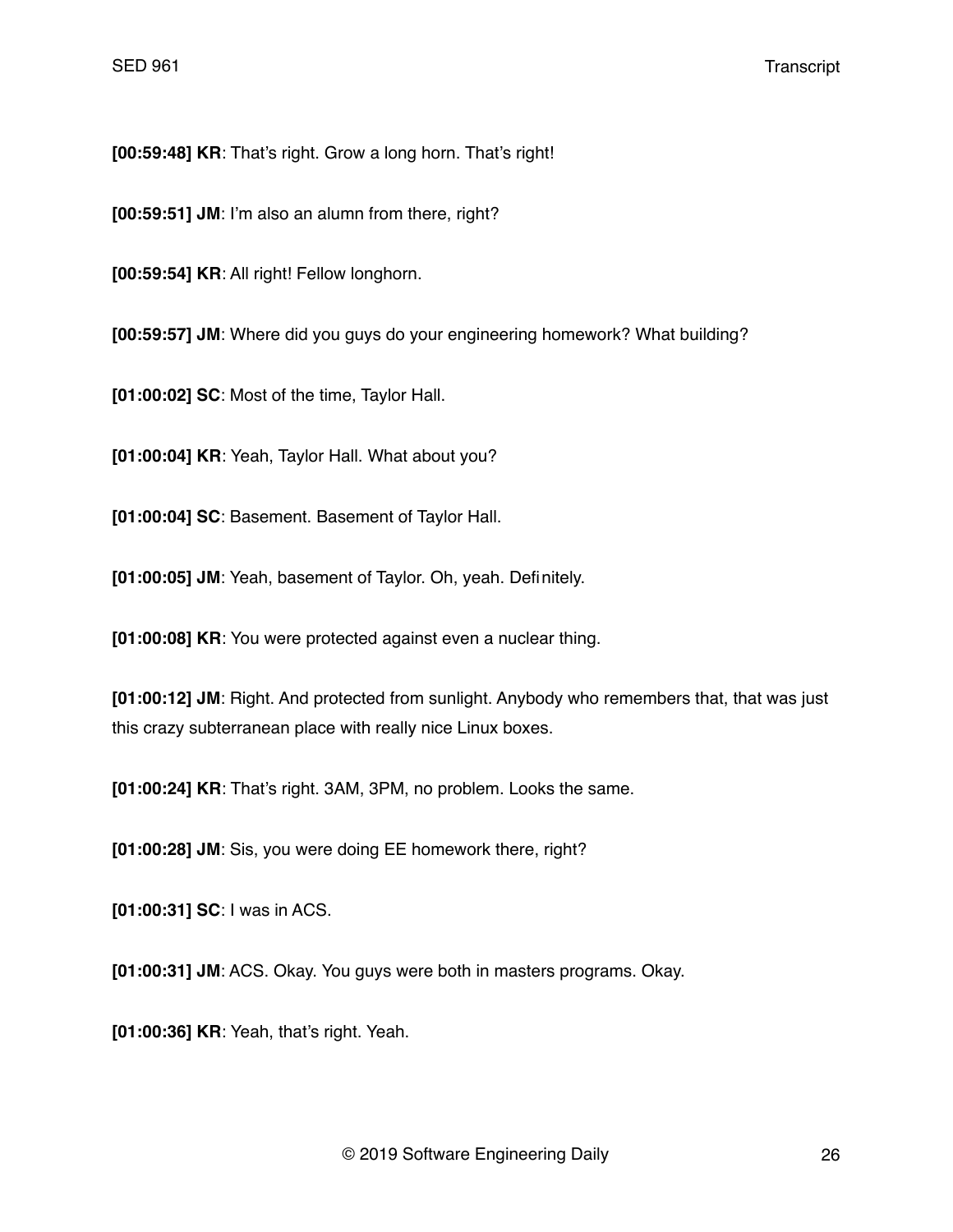**[00:59:48] KR**: That's right. Grow a long horn. That's right!

**[00:59:51] JM**: I'm also an alumn from there, right?

**[00:59:54] KR**: All right! Fellow longhorn.

**[00:59:57] JM**: Where did you guys do your engineering homework? What building?

**[01:00:02] SC**: Most of the time, Taylor Hall.

**[01:00:04] KR**: Yeah, Taylor Hall. What about you?

**[01:00:04] SC**: Basement. Basement of Taylor Hall.

**[01:00:05] JM**: Yeah, basement of Taylor. Oh, yeah. Definitely.

**[01:00:08] KR**: You were protected against even a nuclear thing.

**[01:00:12] JM**: Right. And protected from sunlight. Anybody who remembers that, that was just this crazy subterranean place with really nice Linux boxes.

**[01:00:24] KR**: That's right. 3AM, 3PM, no problem. Looks the same.

**[01:00:28] JM**: Sis, you were doing EE homework there, right?

**[01:00:31] SC**: I was in ACS.

**[01:00:31] JM**: ACS. Okay. You guys were both in masters programs. Okay.

**[01:00:36] KR**: Yeah, that's right. Yeah.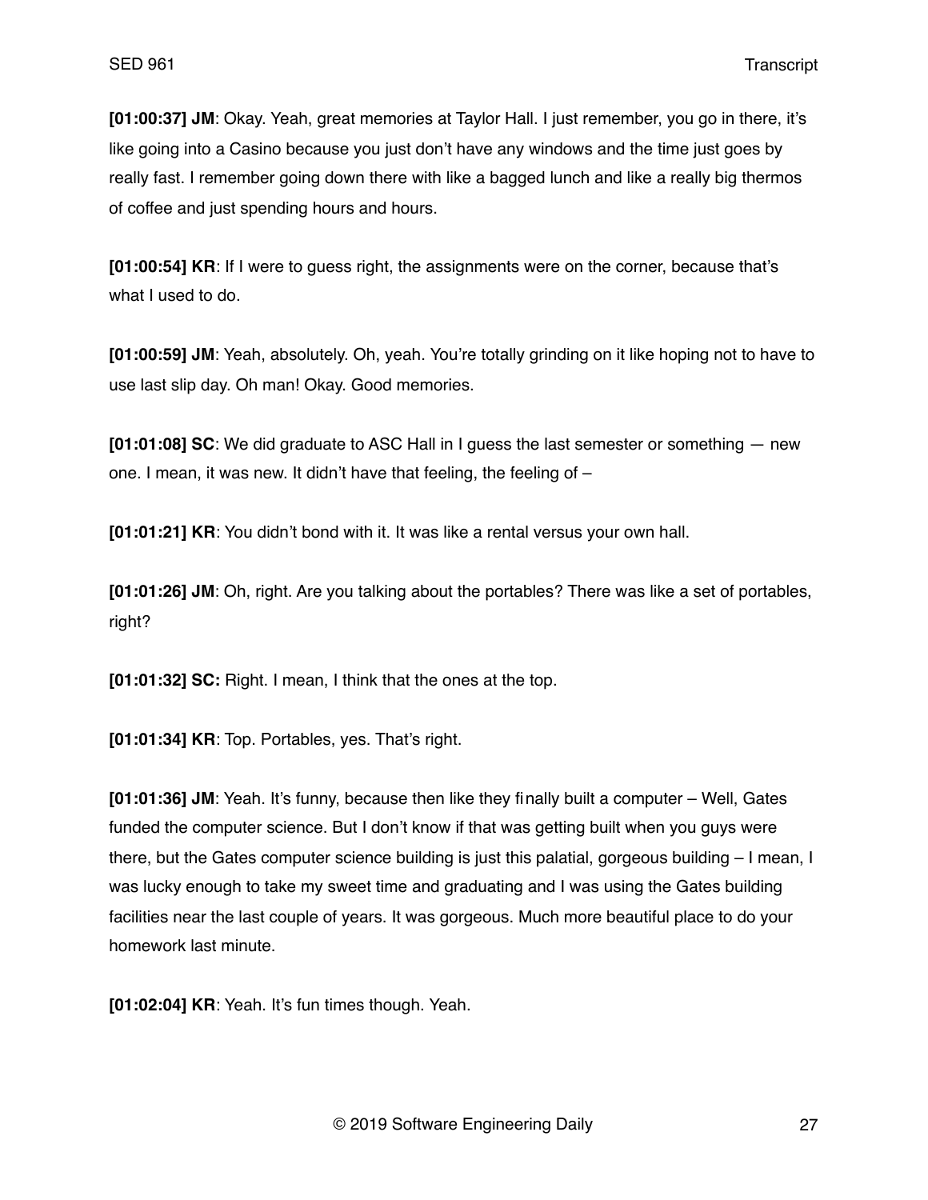**[01:00:37] JM**: Okay. Yeah, great memories at Taylor Hall. I just remember, you go in there, it's like going into a Casino because you just don't have any windows and the time just goes by really fast. I remember going down there with like a bagged lunch and like a really big thermos of coffee and just spending hours and hours.

**[01:00:54] KR**: If I were to guess right, the assignments were on the corner, because that's what I used to do.

**[01:00:59] JM**: Yeah, absolutely. Oh, yeah. You're totally grinding on it like hoping not to have to use last slip day. Oh man! Okay. Good memories.

**[01:01:08] SC**: We did graduate to ASC Hall in I guess the last semester or something — new one. I mean, it was new. It didn't have that feeling, the feeling of –

**[01:01:21] KR**: You didn't bond with it. It was like a rental versus your own hall.

**[01:01:26] JM**: Oh, right. Are you talking about the portables? There was like a set of portables, right?

**[01:01:32] SC:** Right. I mean, I think that the ones at the top.

**[01:01:34] KR**: Top. Portables, yes. That's right.

**[01:01:36] JM**: Yeah. It's funny, because then like they finally built a computer – Well, Gates funded the computer science. But I don't know if that was getting built when you guys were there, but the Gates computer science building is just this palatial, gorgeous building – I mean, I was lucky enough to take my sweet time and graduating and I was using the Gates building facilities near the last couple of years. It was gorgeous. Much more beautiful place to do your homework last minute.

**[01:02:04] KR**: Yeah. It's fun times though. Yeah.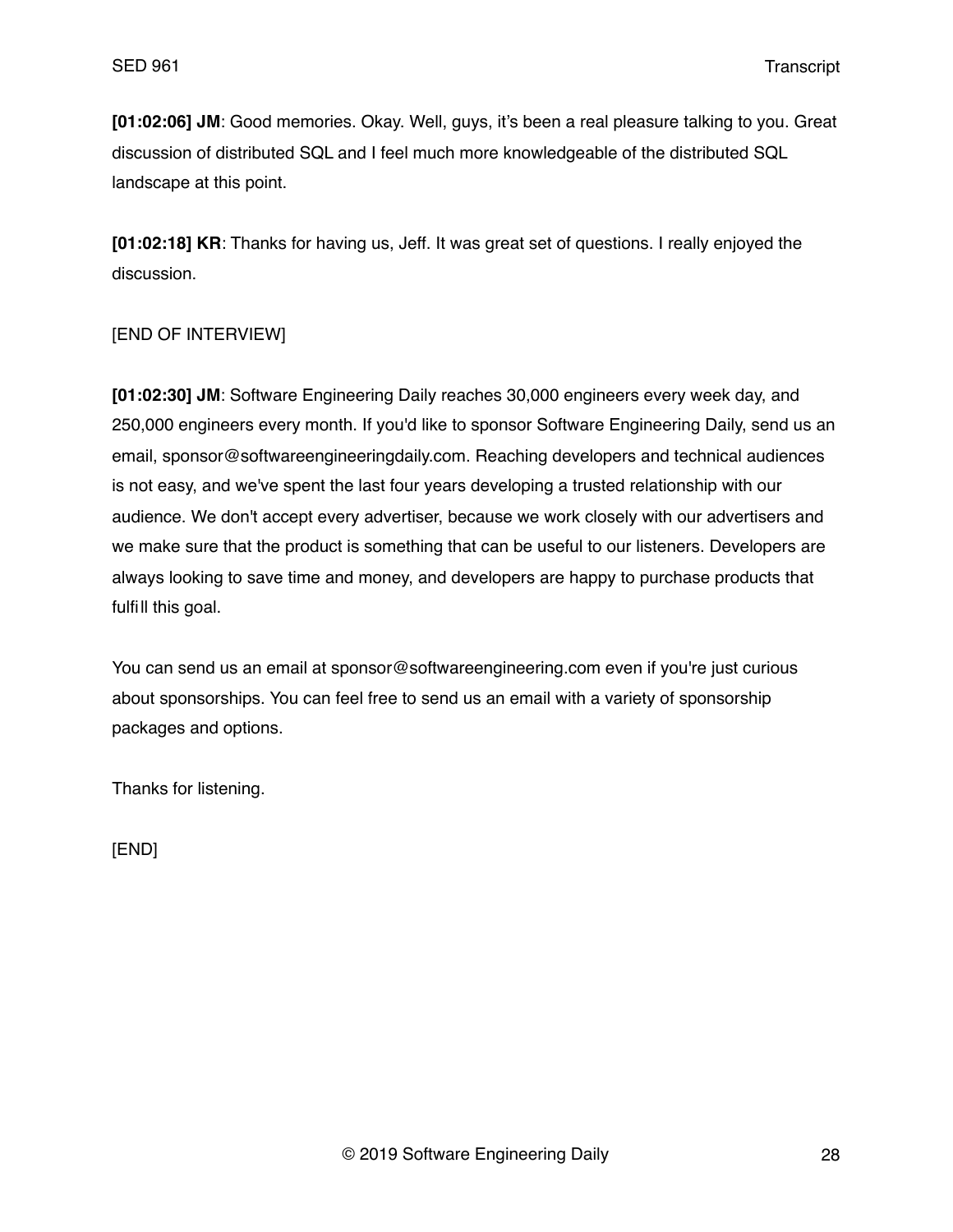**[01:02:06] JM**: Good memories. Okay. Well, guys, it's been a real pleasure talking to you. Great discussion of distributed SQL and I feel much more knowledgeable of the distributed SQL landscape at this point.

**[01:02:18] KR**: Thanks for having us, Jeff. It was great set of questions. I really enjoyed the discussion.

[END OF INTERVIEW]

**[01:02:30] JM**: Software Engineering Daily reaches 30,000 engineers every week day, and 250,000 engineers every month. If you'd like to sponsor Software Engineering Daily, send us an email, sponsor@softwareengineeringdaily.com. Reaching developers and technical audiences is not easy, and we've spent the last four years developing a trusted relationship with our audience. We don't accept every advertiser, because we work closely with our advertisers and we make sure that the product is something that can be useful to our listeners. Developers are always looking to save time and money, and developers are happy to purchase products that fulfill this goal.

You can send us an email at sponsor@softwareengineering.com even if you're just curious about sponsorships. You can feel free to send us an email with a variety of sponsorship packages and options.

Thanks for listening.

[END]